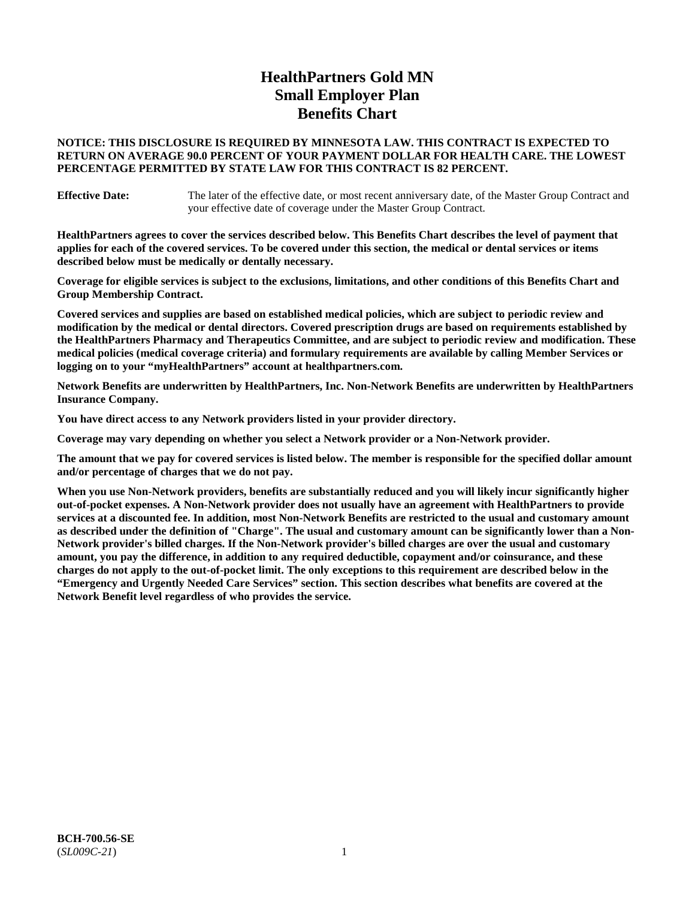# HealthPartners Gold MN Small Employer Plan Benefits Chart

**NOTICE: THIS DISCLOSURE IS REQUIRED BY MINNESOTA LAW. THIS CONTRACT IS EXPECTED TO RETURN ON AVERAGE 90.0 PERCENT OF YOUR PAYMENT DOLLAR FOR HEALTH CARE. THE LOWEST PERCENTAGE PERMITTED BY STATE LAW FOR THIS CONTRACT IS 82 PERCENT.**

**Effective Date:** The later of the effective date, or most recent anniversary date, of the Master Group Contract and your effective date of coverage under the Master Group Contract.

**HealthPartners agrees to cover the services described below. This Benefits Chart describes the level of payment that applies for each of the covered services. To be covered under this section, the medical or dental services or items described below must be medically or dentally necessary.**

**Coverage for eligible services is subject to the exclusions, limitations, and other conditions of this Benefits Chart and Group Membership Contract.**

**Covered services and supplies are based on established medical policies, which are subject to periodic review and modification by the medical or dental directors. Covered prescription drugs are based on requirements established by the HealthPartners Pharmacy and Therapeutics Committee, and are subject to periodic review and modification. These medical policies (medical coverage criteria) and formulary requirements are available by calling Member Services or logging on to your "myHealthPartners" account at healthpartners.com.**

**Network Benefits are underwritten by HealthPartners, Inc. Non-Network Benefits are underwritten by HealthPartners Insurance Company.**

**You have direct access to any Network providers listed in your provider directory.**

**Coverage may vary depending on whether you select a Network provider or a Non-Network provider.**

**The amount that we pay for covered services is listed below. The member is responsible for the specified dollar amount and/or percentage of charges that we do not pay.**

**When you use Non-Network providers, benefits are substantially reduced and you will likely incur significantly higher out-of-pocket expenses. A Non-Network provider does not usually have an agreement with HealthPartners to provide services at a discounted fee. In addition, most Non-Network Benefits are restricted to the usual and customary amount as described under the definition of "Charge". The usual and customary amount can be significantly lower than a Non-Network provider's billed charges. If the Non-Network provider's billed charges are over the usual and customary amount, you pay the difference, in addition to any required deductible, copayment and/or coinsurance, and these charges do not apply to the out-of-pocket limit. The only exceptions to this requirement are described below in the "Emergency and Urgently Needed Care Services" section. This section describes what benefits are covered at the Network Benefit level regardless of who provides the service.**

**BCH-700.56-SE**
(*SL009C-21*)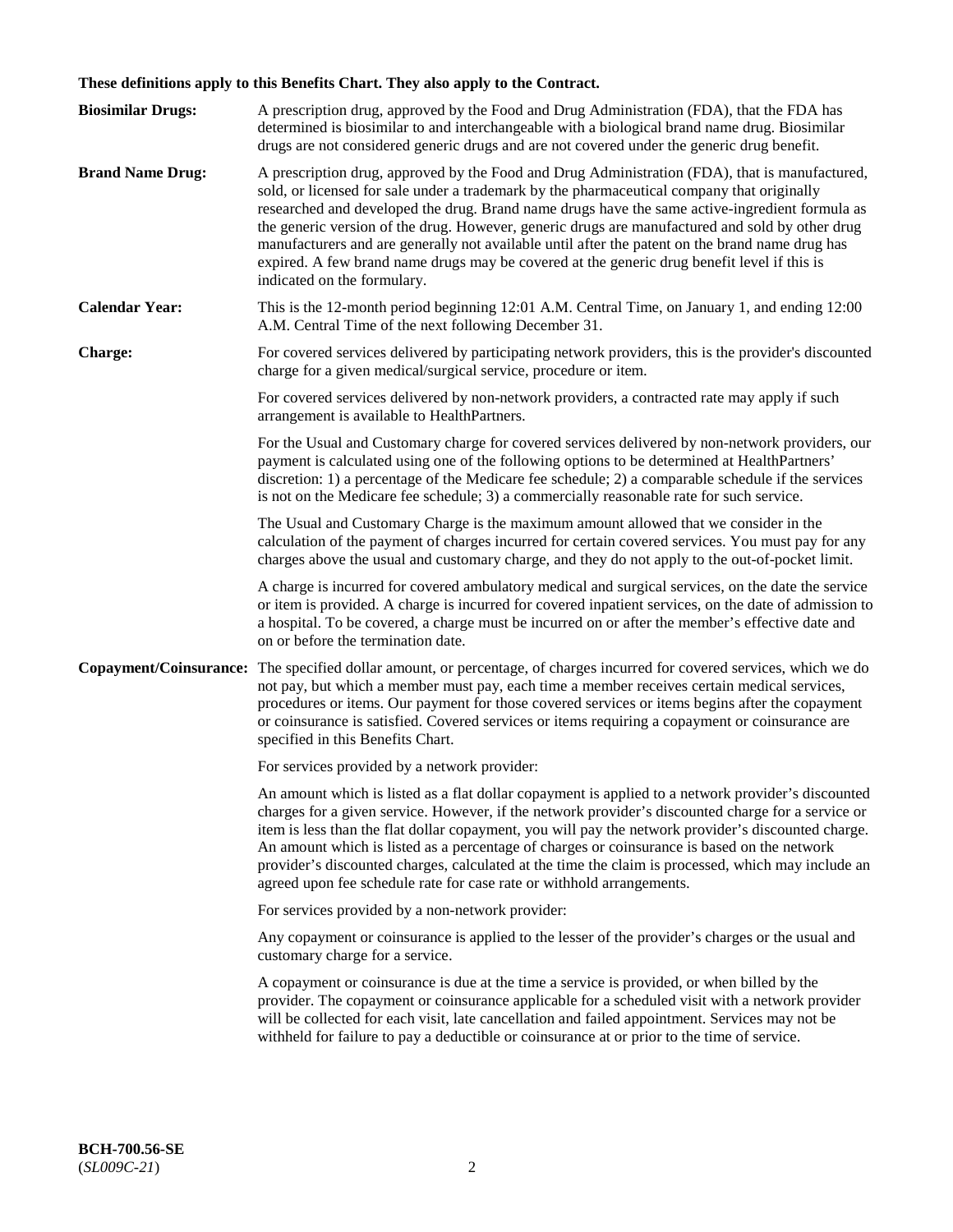**These definitions apply to this Benefits Chart. They also apply to the Contract.**

**Biosimilar Drugs:** A prescription drug, approved by the Food and Drug Administration (FDA), that the FDA has determined is biosimilar to and interchangeable with a biological brand name drug. Biosimilar drugs are not considered generic drugs and are not covered under the generic drug benefit.

**Brand Name Drug:** A prescription drug, approved by the Food and Drug Administration (FDA), that is manufactured, sold, or licensed for sale under a trademark by the pharmaceutical company that originally researched and developed the drug. Brand name drugs have the same active-ingredient formula as the generic version of the drug. However, generic drugs are manufactured and sold by other drug manufacturers and are generally not available until after the patent on the brand name drug has expired. A few brand name drugs may be covered at the generic drug benefit level if this is indicated on the formulary.

**Calendar Year:** This is the 12-month period beginning 12:01 A.M. Central Time, on January 1, and ending 12:00 A.M. Central Time of the next following December 31.

**Charge:** For covered services delivered by participating network providers, this is the provider's discounted charge for a given medical/surgical service, procedure or item.

For covered services delivered by non-network providers, a contracted rate may apply if such arrangement is available to HealthPartners.

For the Usual and Customary charge for covered services delivered by non-network providers, our payment is calculated using one of the following options to be determined at HealthPartners' discretion: 1) a percentage of the Medicare fee schedule; 2) a comparable schedule if the services is not on the Medicare fee schedule; 3) a commercially reasonable rate for such service.

The Usual and Customary Charge is the maximum amount allowed that we consider in the calculation of the payment of charges incurred for certain covered services. You must pay for any charges above the usual and customary charge, and they do not apply to the out-of-pocket limit.

A charge is incurred for covered ambulatory medical and surgical services, on the date the service or item is provided. A charge is incurred for covered inpatient services, on the date of admission to a hospital. To be covered, a charge must be incurred on or after the member's effective date and on or before the termination date.

**Copayment/Coinsurance:** The specified dollar amount, or percentage, of charges incurred for covered services, which we do not pay, but which a member must pay, each time a member receives certain medical services, procedures or items. Our payment for those covered services or items begins after the copayment or coinsurance is satisfied. Covered services or items requiring a copayment or coinsurance are specified in this Benefits Chart.

For services provided by a network provider:

An amount which is listed as a flat dollar copayment is applied to a network provider's discounted charges for a given service. However, if the network provider's discounted charge for a service or item is less than the flat dollar copayment, you will pay the network provider's discounted charge. An amount which is listed as a percentage of charges or coinsurance is based on the network provider's discounted charges, calculated at the time the claim is processed, which may include an agreed upon fee schedule rate for case rate or withhold arrangements.

For services provided by a non-network provider:

Any copayment or coinsurance is applied to the lesser of the provider's charges or the usual and customary charge for a service.

A copayment or coinsurance is due at the time a service is provided, or when billed by the provider. The copayment or coinsurance applicable for a scheduled visit with a network provider will be collected for each visit, late cancellation and failed appointment. Services may not be withheld for failure to pay a deductible or coinsurance at or prior to the time of service.

**BCH-700.56-SE**
(*SL009C-21*)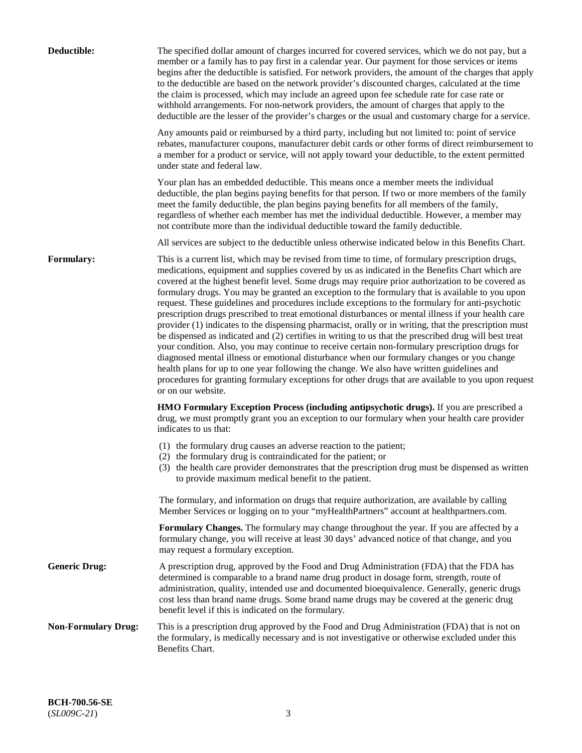**Deductible:** The specified dollar amount of charges incurred for covered services, which we do not pay, but a member or a family has to pay first in a calendar year. Our payment for those services or items begins after the deductible is satisfied. For network providers, the amount of the charges that apply to the deductible are based on the network provider's discounted charges, calculated at the time the claim is processed, which may include an agreed upon fee schedule rate for case rate or withhold arrangements. For non-network providers, the amount of charges that apply to the deductible are the lesser of the provider's charges or the usual and customary charge for a service.

Any amounts paid or reimbursed by a third party, including but not limited to: point of service rebates, manufacturer coupons, manufacturer debit cards or other forms of direct reimbursement to a member for a product or service, will not apply toward your deductible, to the extent permitted under state and federal law.

Your plan has an embedded deductible. This means once a member meets the individual deductible, the plan begins paying benefits for that person. If two or more members of the family meet the family deductible, the plan begins paying benefits for all members of the family, regardless of whether each member has met the individual deductible. However, a member may not contribute more than the individual deductible toward the family deductible.

All services are subject to the deductible unless otherwise indicated below in this Benefits Chart.

**Formulary:** This is a current list, which may be revised from time to time, of formulary prescription drugs, medications, equipment and supplies covered by us as indicated in the Benefits Chart which are covered at the highest benefit level. Some drugs may require prior authorization to be covered as formulary drugs. You may be granted an exception to the formulary that is available to you upon request. These guidelines and procedures include exceptions to the formulary for anti-psychotic prescription drugs prescribed to treat emotional disturbances or mental illness if your health care provider (1) indicates to the dispensing pharmacist, orally or in writing, that the prescription must be dispensed as indicated and (2) certifies in writing to us that the prescribed drug will best treat your condition. Also, you may continue to receive certain non-formulary prescription drugs for diagnosed mental illness or emotional disturbance when our formulary changes or you change health plans for up to one year following the change. We also have written guidelines and procedures for granting formulary exceptions for other drugs that are available to you upon request or on our website.

**HMO Formulary Exception Process (including antipsychotic drugs).** If you are prescribed a drug, we must promptly grant you an exception to our formulary when your health care provider indicates to us that:

(1) the formulary drug causes an adverse reaction to the patient;
(2) the formulary drug is contraindicated for the patient; or
(3) the health care provider demonstrates that the prescription drug must be dispensed as written to provide maximum medical benefit to the patient.

The formulary, and information on drugs that require authorization, are available by calling Member Services or logging on to your "myHealthPartners" account at healthpartners.com.

**Formulary Changes.** The formulary may change throughout the year. If you are affected by a formulary change, you will receive at least 30 days' advanced notice of that change, and you may request a formulary exception.

**Generic Drug:** A prescription drug, approved by the Food and Drug Administration (FDA) that the FDA has determined is comparable to a brand name drug product in dosage form, strength, route of administration, quality, intended use and documented bioequivalence. Generally, generic drugs cost less than brand name drugs. Some brand name drugs may be covered at the generic drug benefit level if this is indicated on the formulary.

**Non-Formulary Drug:** This is a prescription drug approved by the Food and Drug Administration (FDA) that is not on the formulary, is medically necessary and is not investigative or otherwise excluded under this Benefits Chart.

**BCH-700.56-SE**
(*SL009C-21*)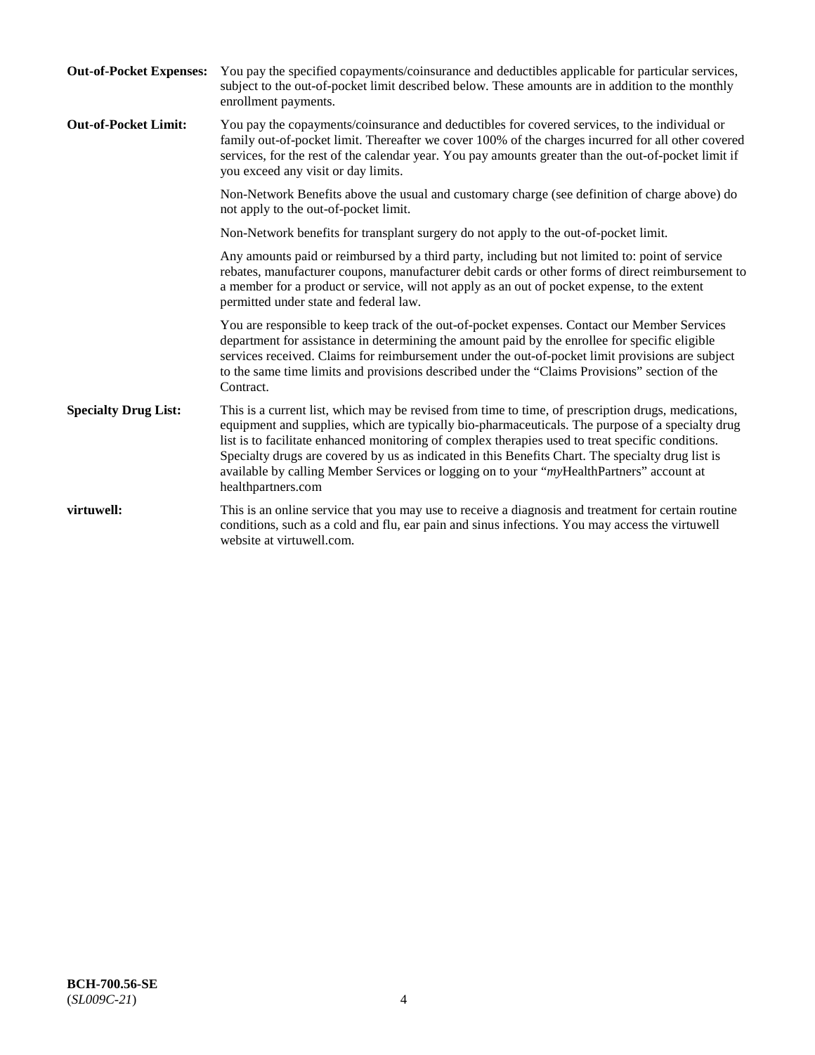**Out-of-Pocket Expenses:** You pay the specified copayments/coinsurance and deductibles applicable for particular services, subject to the out-of-pocket limit described below. These amounts are in addition to the monthly enrollment payments.

**Out-of-Pocket Limit:** You pay the copayments/coinsurance and deductibles for covered services, to the individual or family out-of-pocket limit. Thereafter we cover 100% of the charges incurred for all other covered services, for the rest of the calendar year. You pay amounts greater than the out-of-pocket limit if you exceed any visit or day limits.

Non-Network Benefits above the usual and customary charge (see definition of charge above) do not apply to the out-of-pocket limit.

Non-Network benefits for transplant surgery do not apply to the out-of-pocket limit.

Any amounts paid or reimbursed by a third party, including but not limited to: point of service rebates, manufacturer coupons, manufacturer debit cards or other forms of direct reimbursement to a member for a product or service, will not apply as an out of pocket expense, to the extent permitted under state and federal law.

You are responsible to keep track of the out-of-pocket expenses. Contact our Member Services department for assistance in determining the amount paid by the enrollee for specific eligible services received. Claims for reimbursement under the out-of-pocket limit provisions are subject to the same time limits and provisions described under the "Claims Provisions" section of the Contract.

**Specialty Drug List:** This is a current list, which may be revised from time to time, of prescription drugs, medications, equipment and supplies, which are typically bio-pharmaceuticals. The purpose of a specialty drug list is to facilitate enhanced monitoring of complex therapies used to treat specific conditions. Specialty drugs are covered by us as indicated in this Benefits Chart. The specialty drug list is available by calling Member Services or logging on to your "*my*HealthPartners" account at healthpartners.com

**virtuwell:** This is an online service that you may use to receive a diagnosis and treatment for certain routine conditions, such as a cold and flu, ear pain and sinus infections. You may access the virtuwell website at virtuwell.com.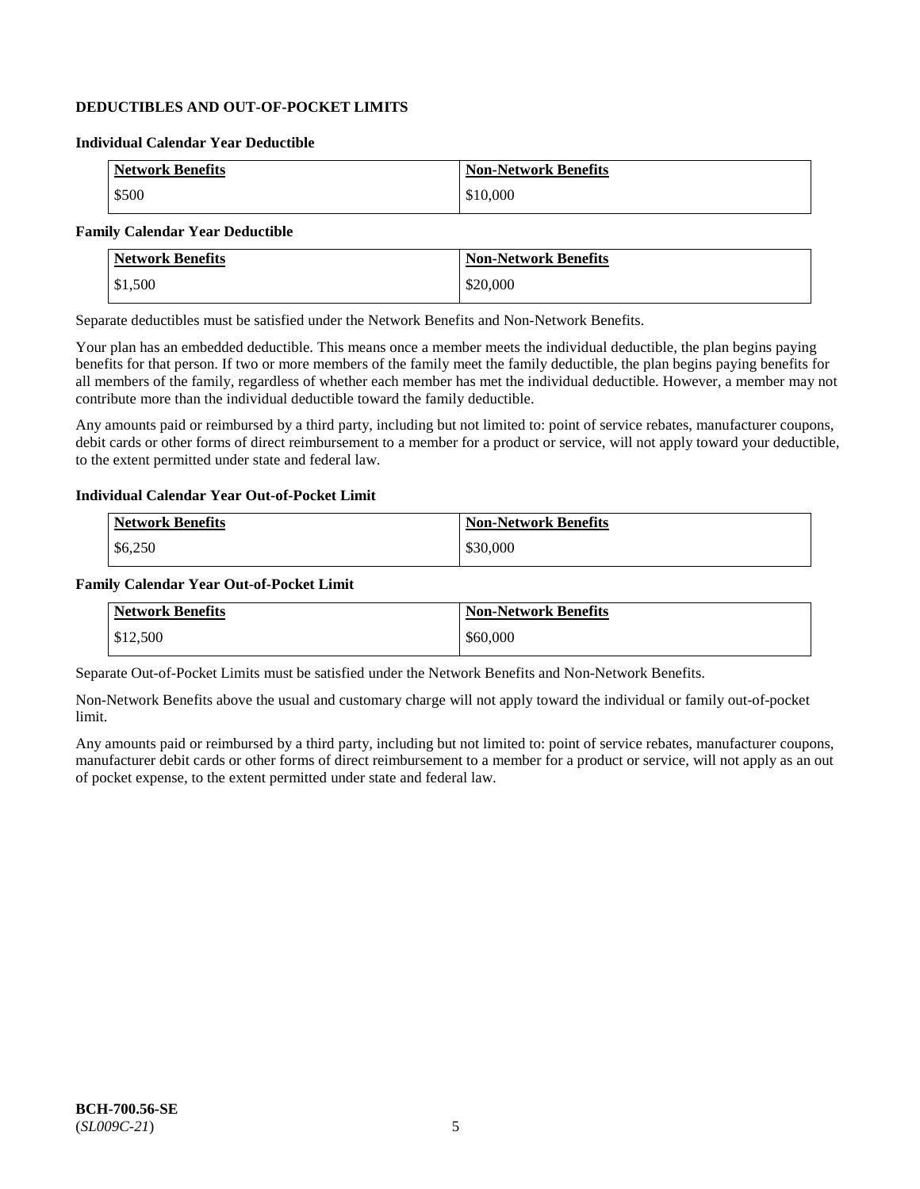## DEDUCTIBLES AND OUT-OF-POCKET LIMITS

### Individual Calendar Year Deductible

| Network Benefits | Non-Network Benefits |
|---|---|
| $500 | $10,000 |

### Family Calendar Year Deductible

| Network Benefits | Non-Network Benefits |
|---|---|
| $1,500 | $20,000 |

Separate deductibles must be satisfied under the Network Benefits and Non-Network Benefits.

Your plan has an embedded deductible. This means once a member meets the individual deductible, the plan begins paying benefits for that person. If two or more members of the family meet the family deductible, the plan begins paying benefits for all members of the family, regardless of whether each member has met the individual deductible. However, a member may not contribute more than the individual deductible toward the family deductible.

Any amounts paid or reimbursed by a third party, including but not limited to: point of service rebates, manufacturer coupons, debit cards or other forms of direct reimbursement to a member for a product or service, will not apply toward your deductible, to the extent permitted under state and federal law.

### Individual Calendar Year Out-of-Pocket Limit

| Network Benefits | Non-Network Benefits |
|---|---|
| $6,250 | $30,000 |

### Family Calendar Year Out-of-Pocket Limit

| Network Benefits | Non-Network Benefits |
|---|---|
| $12,500 | $60,000 |

Separate Out-of-Pocket Limits must be satisfied under the Network Benefits and Non-Network Benefits.

Non-Network Benefits above the usual and customary charge will not apply toward the individual or family out-of-pocket limit.

Any amounts paid or reimbursed by a third party, including but not limited to: point of service rebates, manufacturer coupons, manufacturer debit cards or other forms of direct reimbursement to a member for a product or service, will not apply as an out of pocket expense, to the extent permitted under state and federal law.

**BCH-700.56-SE**
(*SL009C-21*)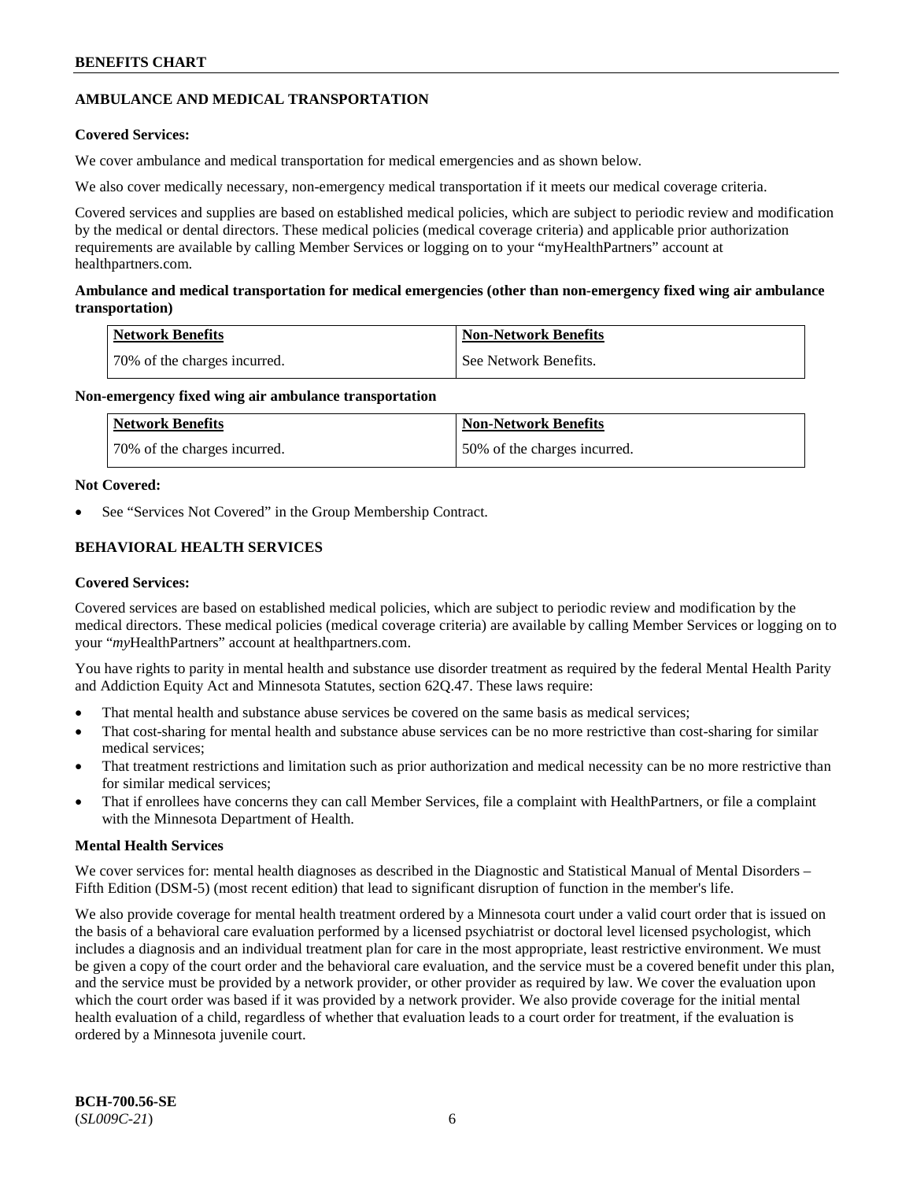## AMBULANCE AND MEDICAL TRANSPORTATION

**Covered Services:**

We cover ambulance and medical transportation for medical emergencies and as shown below.

We also cover medically necessary, non-emergency medical transportation if it meets our medical coverage criteria.

Covered services and supplies are based on established medical policies, which are subject to periodic review and modification by the medical or dental directors. These medical policies (medical coverage criteria) and applicable prior authorization requirements are available by calling Member Services or logging on to your "myHealthPartners" account at healthpartners.com.

**Ambulance and medical transportation for medical emergencies (other than non-emergency fixed wing air ambulance transportation)**

| Network Benefits | Non-Network Benefits |
|---|---|
| 70% of the charges incurred. | See Network Benefits. |

**Non-emergency fixed wing air ambulance transportation**

| Network Benefits | Non-Network Benefits |
|---|---|
| 70% of the charges incurred. | 50% of the charges incurred. |

**Not Covered:**

- See "Services Not Covered" in the Group Membership Contract.

## BEHAVIORAL HEALTH SERVICES

**Covered Services:**

Covered services are based on established medical policies, which are subject to periodic review and modification by the medical directors. These medical policies (medical coverage criteria) are available by calling Member Services or logging on to your "*my*HealthPartners" account at healthpartners.com.

You have rights to parity in mental health and substance use disorder treatment as required by the federal Mental Health Parity and Addiction Equity Act and Minnesota Statutes, section 62Q.47. These laws require:

- That mental health and substance abuse services be covered on the same basis as medical services;
- That cost-sharing for mental health and substance abuse services can be no more restrictive than cost-sharing for similar medical services;
- That treatment restrictions and limitation such as prior authorization and medical necessity can be no more restrictive than for similar medical services;
- That if enrollees have concerns they can call Member Services, file a complaint with HealthPartners, or file a complaint with the Minnesota Department of Health.

**Mental Health Services**

We cover services for: mental health diagnoses as described in the Diagnostic and Statistical Manual of Mental Disorders – Fifth Edition (DSM-5) (most recent edition) that lead to significant disruption of function in the member's life.

We also provide coverage for mental health treatment ordered by a Minnesota court under a valid court order that is issued on the basis of a behavioral care evaluation performed by a licensed psychiatrist or doctoral level licensed psychologist, which includes a diagnosis and an individual treatment plan for care in the most appropriate, least restrictive environment. We must be given a copy of the court order and the behavioral care evaluation, and the service must be a covered benefit under this plan, and the service must be provided by a network provider, or other provider as required by law. We cover the evaluation upon which the court order was based if it was provided by a network provider. We also provide coverage for the initial mental health evaluation of a child, regardless of whether that evaluation leads to a court order for treatment, if the evaluation is ordered by a Minnesota juvenile court.

**BCH-700.56-SE**
(*SL009C-21*)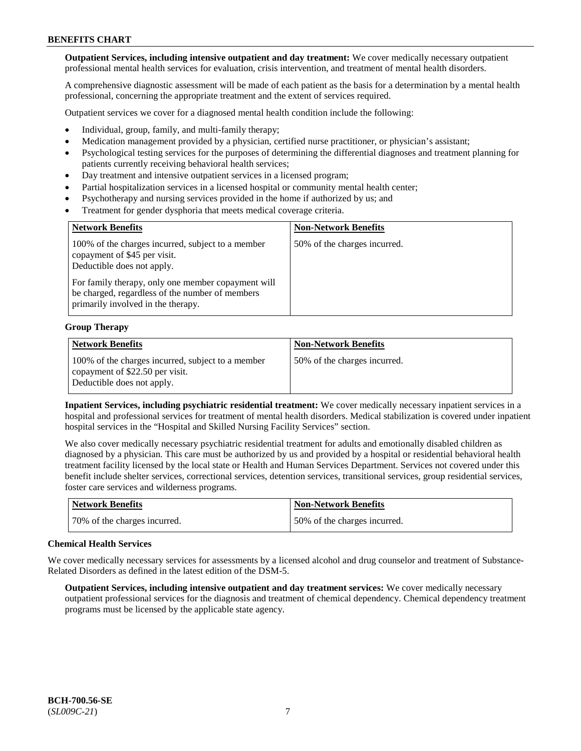**Outpatient Services, including intensive outpatient and day treatment:** We cover medically necessary outpatient professional mental health services for evaluation, crisis intervention, and treatment of mental health disorders.

A comprehensive diagnostic assessment will be made of each patient as the basis for a determination by a mental health professional, concerning the appropriate treatment and the extent of services required.

Outpatient services we cover for a diagnosed mental health condition include the following:

- Individual, group, family, and multi-family therapy;
- Medication management provided by a physician, certified nurse practitioner, or physician's assistant;
- Psychological testing services for the purposes of determining the differential diagnoses and treatment planning for patients currently receiving behavioral health services;
- Day treatment and intensive outpatient services in a licensed program;
- Partial hospitalization services in a licensed hospital or community mental health center;
- Psychotherapy and nursing services provided in the home if authorized by us; and
- Treatment for gender dysphoria that meets medical coverage criteria.

| Network Benefits | Non-Network Benefits |
|---|---|
| 100% of the charges incurred, subject to a member copayment of $45 per visit. Deductible does not apply.<br><br>For family therapy, only one member copayment will be charged, regardless of the number of members primarily involved in the therapy. | 50% of the charges incurred. |

**Group Therapy**

| Network Benefits | Non-Network Benefits |
|---|---|
| 100% of the charges incurred, subject to a member copayment of $22.50 per visit. Deductible does not apply. | 50% of the charges incurred. |

**Inpatient Services, including psychiatric residential treatment:** We cover medically necessary inpatient services in a hospital and professional services for treatment of mental health disorders. Medical stabilization is covered under inpatient hospital services in the "Hospital and Skilled Nursing Facility Services" section.

We also cover medically necessary psychiatric residential treatment for adults and emotionally disabled children as diagnosed by a physician. This care must be authorized by us and provided by a hospital or residential behavioral health treatment facility licensed by the local state or Health and Human Services Department. Services not covered under this benefit include shelter services, correctional services, detention services, transitional services, group residential services, foster care services and wilderness programs.

| Network Benefits | Non-Network Benefits |
|---|---|
| 70% of the charges incurred. | 50% of the charges incurred. |

**Chemical Health Services**

We cover medically necessary services for assessments by a licensed alcohol and drug counselor and treatment of Substance-Related Disorders as defined in the latest edition of the DSM-5.

**Outpatient Services, including intensive outpatient and day treatment services:** We cover medically necessary outpatient professional services for the diagnosis and treatment of chemical dependency. Chemical dependency treatment programs must be licensed by the applicable state agency.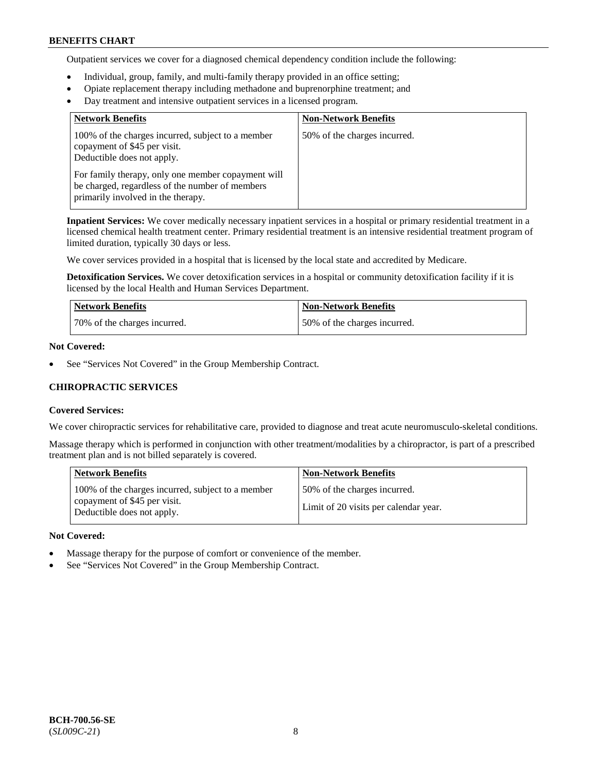Outpatient services we cover for a diagnosed chemical dependency condition include the following:

- Individual, group, family, and multi-family therapy provided in an office setting;
- Opiate replacement therapy including methadone and buprenorphine treatment; and
- Day treatment and intensive outpatient services in a licensed program.

| Network Benefits | Non-Network Benefits |
| --- | --- |
| 100% of the charges incurred, subject to a member copayment of $45 per visit. Deductible does not apply. For family therapy, only one member copayment will be charged, regardless of the number of members primarily involved in the therapy. | 50% of the charges incurred. |

**Inpatient Services:** We cover medically necessary inpatient services in a hospital or primary residential treatment in a licensed chemical health treatment center. Primary residential treatment is an intensive residential treatment program of limited duration, typically 30 days or less.

We cover services provided in a hospital that is licensed by the local state and accredited by Medicare.

**Detoxification Services.** We cover detoxification services in a hospital or community detoxification facility if it is licensed by the local Health and Human Services Department.

| Network Benefits | Non-Network Benefits |
| --- | --- |
| 70% of the charges incurred. | 50% of the charges incurred. |

**Not Covered:**

- See "Services Not Covered" in the Group Membership Contract.

### CHIROPRACTIC SERVICES

**Covered Services:**

We cover chiropractic services for rehabilitative care, provided to diagnose and treat acute neuromusculo-skeletal conditions.

Massage therapy which is performed in conjunction with other treatment/modalities by a chiropractor, is part of a prescribed treatment plan and is not billed separately is covered.

| Network Benefits | Non-Network Benefits |
| --- | --- |
| 100% of the charges incurred, subject to a member copayment of $45 per visit. Deductible does not apply. | 50% of the charges incurred. Limit of 20 visits per calendar year. |

**Not Covered:**

- Massage therapy for the purpose of comfort or convenience of the member.
- See "Services Not Covered" in the Group Membership Contract.

BCH-700.56-SE
(*SL009C-21*)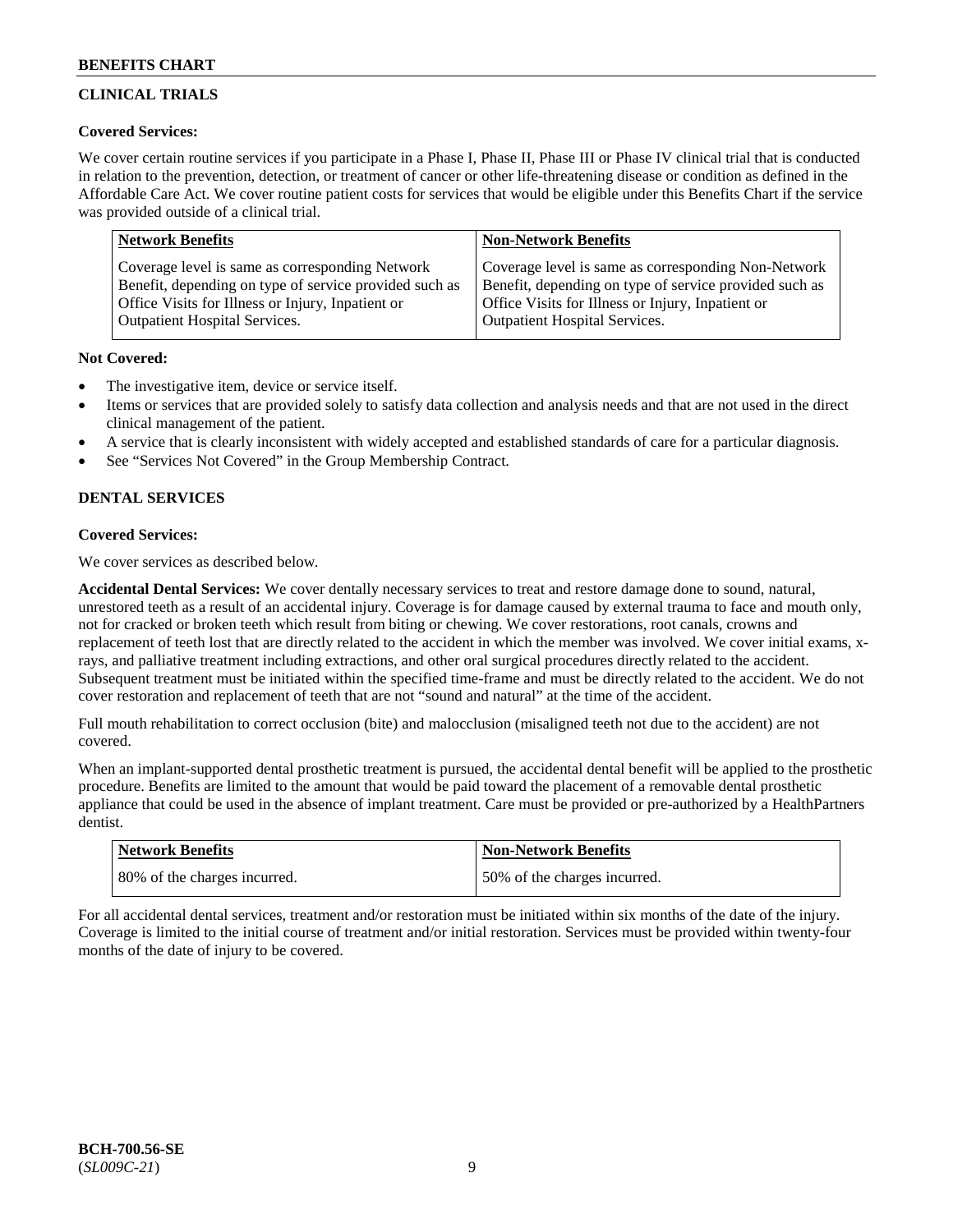## CLINICAL TRIALS

**Covered Services:**

We cover certain routine services if you participate in a Phase I, Phase II, Phase III or Phase IV clinical trial that is conducted in relation to the prevention, detection, or treatment of cancer or other life-threatening disease or condition as defined in the Affordable Care Act. We cover routine patient costs for services that would be eligible under this Benefits Chart if the service was provided outside of a clinical trial.

| Network Benefits | Non-Network Benefits |
|---|---|
| Coverage level is same as corresponding Network Benefit, depending on type of service provided such as Office Visits for Illness or Injury, Inpatient or Outpatient Hospital Services. | Coverage level is same as corresponding Non-Network Benefit, depending on type of service provided such as Office Visits for Illness or Injury, Inpatient or Outpatient Hospital Services. |

**Not Covered:**

- The investigative item, device or service itself.
- Items or services that are provided solely to satisfy data collection and analysis needs and that are not used in the direct clinical management of the patient.
- A service that is clearly inconsistent with widely accepted and established standards of care for a particular diagnosis.
- See "Services Not Covered" in the Group Membership Contract.

## DENTAL SERVICES

**Covered Services:**

We cover services as described below.

**Accidental Dental Services:** We cover dentally necessary services to treat and restore damage done to sound, natural, unrestored teeth as a result of an accidental injury. Coverage is for damage caused by external trauma to face and mouth only, not for cracked or broken teeth which result from biting or chewing. We cover restorations, root canals, crowns and replacement of teeth lost that are directly related to the accident in which the member was involved. We cover initial exams, x-rays, and palliative treatment including extractions, and other oral surgical procedures directly related to the accident. Subsequent treatment must be initiated within the specified time-frame and must be directly related to the accident. We do not cover restoration and replacement of teeth that are not "sound and natural" at the time of the accident.

Full mouth rehabilitation to correct occlusion (bite) and malocclusion (misaligned teeth not due to the accident) are not covered.

When an implant-supported dental prosthetic treatment is pursued, the accidental dental benefit will be applied to the prosthetic procedure. Benefits are limited to the amount that would be paid toward the placement of a removable dental prosthetic appliance that could be used in the absence of implant treatment. Care must be provided or pre-authorized by a HealthPartners dentist.

| Network Benefits | Non-Network Benefits |
|---|---|
| 80% of the charges incurred. | 50% of the charges incurred. |

For all accidental dental services, treatment and/or restoration must be initiated within six months of the date of the injury. Coverage is limited to the initial course of treatment and/or initial restoration. Services must be provided within twenty-four months of the date of injury to be covered.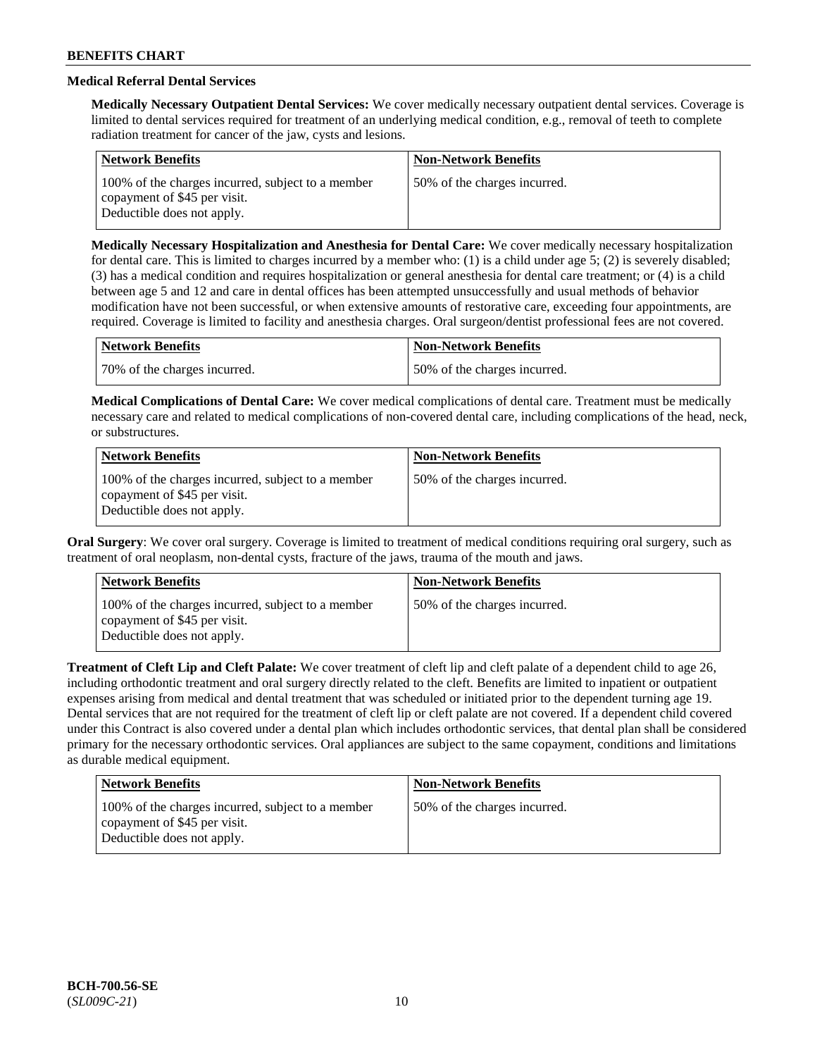### Medical Referral Dental Services

**Medically Necessary Outpatient Dental Services:** We cover medically necessary outpatient dental services. Coverage is limited to dental services required for treatment of an underlying medical condition, e.g., removal of teeth to complete radiation treatment for cancer of the jaw, cysts and lesions.

| Network Benefits | Non-Network Benefits |
| --- | --- |
| 100% of the charges incurred, subject to a member copayment of $45 per visit. Deductible does not apply. | 50% of the charges incurred. |

**Medically Necessary Hospitalization and Anesthesia for Dental Care:** We cover medically necessary hospitalization for dental care. This is limited to charges incurred by a member who: (1) is a child under age 5; (2) is severely disabled; (3) has a medical condition and requires hospitalization or general anesthesia for dental care treatment; or (4) is a child between age 5 and 12 and care in dental offices has been attempted unsuccessfully and usual methods of behavior modification have not been successful, or when extensive amounts of restorative care, exceeding four appointments, are required. Coverage is limited to facility and anesthesia charges. Oral surgeon/dentist professional fees are not covered.

| Network Benefits | Non-Network Benefits |
| --- | --- |
| 70% of the charges incurred. | 50% of the charges incurred. |

**Medical Complications of Dental Care:** We cover medical complications of dental care. Treatment must be medically necessary care and related to medical complications of non-covered dental care, including complications of the head, neck, or substructures.

| Network Benefits | Non-Network Benefits |
| --- | --- |
| 100% of the charges incurred, subject to a member copayment of $45 per visit. Deductible does not apply. | 50% of the charges incurred. |

**Oral Surgery**: We cover oral surgery. Coverage is limited to treatment of medical conditions requiring oral surgery, such as treatment of oral neoplasm, non-dental cysts, fracture of the jaws, trauma of the mouth and jaws.

| Network Benefits | Non-Network Benefits |
| --- | --- |
| 100% of the charges incurred, subject to a member copayment of $45 per visit. Deductible does not apply. | 50% of the charges incurred. |

**Treatment of Cleft Lip and Cleft Palate:** We cover treatment of cleft lip and cleft palate of a dependent child to age 26, including orthodontic treatment and oral surgery directly related to the cleft. Benefits are limited to inpatient or outpatient expenses arising from medical and dental treatment that was scheduled or initiated prior to the dependent turning age 19. Dental services that are not required for the treatment of cleft lip or cleft palate are not covered. If a dependent child covered under this Contract is also covered under a dental plan which includes orthodontic services, that dental plan shall be considered primary for the necessary orthodontic services. Oral appliances are subject to the same copayment, conditions and limitations as durable medical equipment.

| Network Benefits | Non-Network Benefits |
| --- | --- |
| 100% of the charges incurred, subject to a member copayment of $45 per visit. Deductible does not apply. | 50% of the charges incurred. |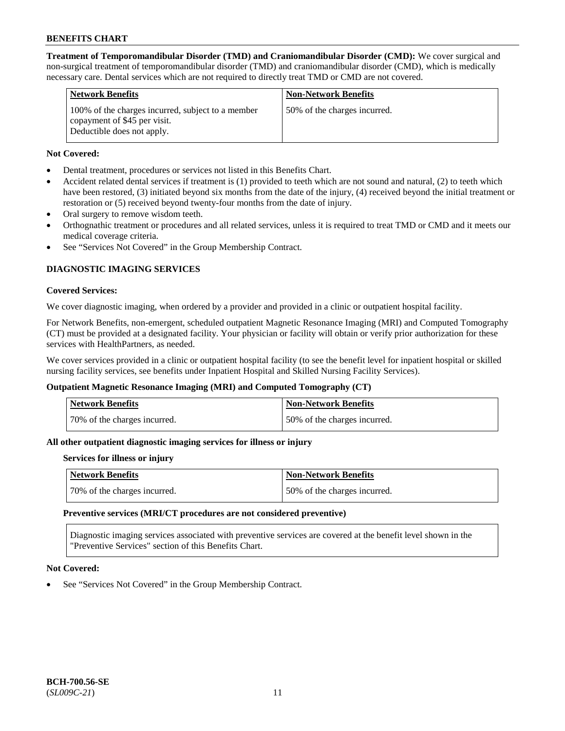**Treatment of Temporomandibular Disorder (TMD) and Craniomandibular Disorder (CMD):** We cover surgical and non-surgical treatment of temporomandibular disorder (TMD) and craniomandibular disorder (CMD), which is medically necessary care. Dental services which are not required to directly treat TMD or CMD are not covered.

| Network Benefits | Non-Network Benefits |
|---|---|
| 100% of the charges incurred, subject to a member copayment of $45 per visit. Deductible does not apply. | 50% of the charges incurred. |

**Not Covered:**

- Dental treatment, procedures or services not listed in this Benefits Chart.
- Accident related dental services if treatment is (1) provided to teeth which are not sound and natural, (2) to teeth which have been restored, (3) initiated beyond six months from the date of the injury, (4) received beyond the initial treatment or restoration or (5) received beyond twenty-four months from the date of injury.
- Oral surgery to remove wisdom teeth.
- Orthognathic treatment or procedures and all related services, unless it is required to treat TMD or CMD and it meets our medical coverage criteria.
- See "Services Not Covered" in the Group Membership Contract.

## DIAGNOSTIC IMAGING SERVICES

**Covered Services:**

We cover diagnostic imaging, when ordered by a provider and provided in a clinic or outpatient hospital facility.

For Network Benefits, non-emergent, scheduled outpatient Magnetic Resonance Imaging (MRI) and Computed Tomography (CT) must be provided at a designated facility. Your physician or facility will obtain or verify prior authorization for these services with HealthPartners, as needed.

We cover services provided in a clinic or outpatient hospital facility (to see the benefit level for inpatient hospital or skilled nursing facility services, see benefits under Inpatient Hospital and Skilled Nursing Facility Services).

**Outpatient Magnetic Resonance Imaging (MRI) and Computed Tomography (CT)**

| Network Benefits | Non-Network Benefits |
|---|---|
| 70% of the charges incurred. | 50% of the charges incurred. |

**All other outpatient diagnostic imaging services for illness or injury**

**Services for illness or injury**

| Network Benefits | Non-Network Benefits |
|---|---|
| 70% of the charges incurred. | 50% of the charges incurred. |

**Preventive services (MRI/CT procedures are not considered preventive)**

Diagnostic imaging services associated with preventive services are covered at the benefit level shown in the "Preventive Services" section of this Benefits Chart.

**Not Covered:**

- See "Services Not Covered" in the Group Membership Contract.

**BCH-700.56-SE**
(*SL009C-21*)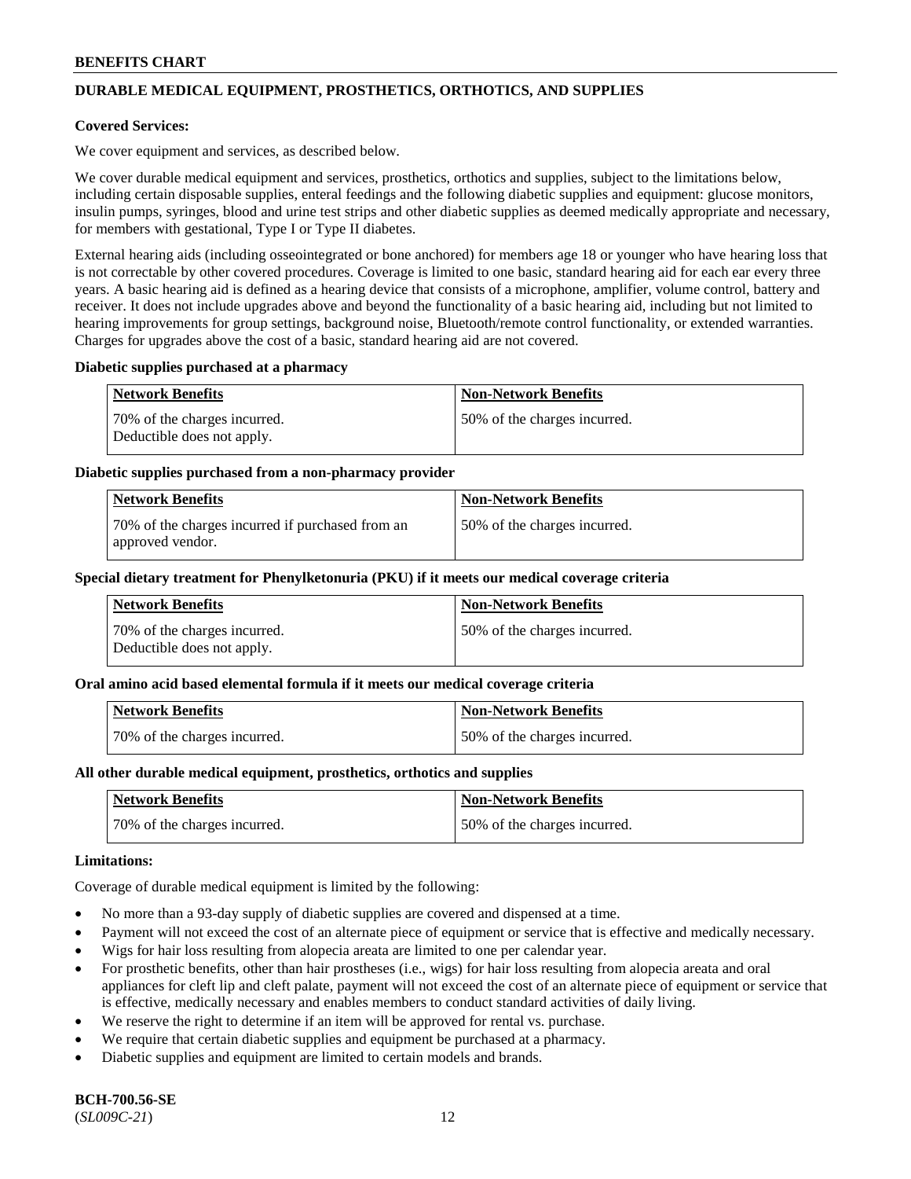## DURABLE MEDICAL EQUIPMENT, PROSTHETICS, ORTHOTICS, AND SUPPLIES

**Covered Services:**

We cover equipment and services, as described below.

We cover durable medical equipment and services, prosthetics, orthotics and supplies, subject to the limitations below, including certain disposable supplies, enteral feedings and the following diabetic supplies and equipment: glucose monitors, insulin pumps, syringes, blood and urine test strips and other diabetic supplies as deemed medically appropriate and necessary, for members with gestational, Type I or Type II diabetes.

External hearing aids (including osseointegrated or bone anchored) for members age 18 or younger who have hearing loss that is not correctable by other covered procedures. Coverage is limited to one basic, standard hearing aid for each ear every three years. A basic hearing aid is defined as a hearing device that consists of a microphone, amplifier, volume control, battery and receiver. It does not include upgrades above and beyond the functionality of a basic hearing aid, including but not limited to hearing improvements for group settings, background noise, Bluetooth/remote control functionality, or extended warranties. Charges for upgrades above the cost of a basic, standard hearing aid are not covered.

**Diabetic supplies purchased at a pharmacy**

| Network Benefits | Non-Network Benefits |
|---|---|
| 70% of the charges incurred. Deductible does not apply. | 50% of the charges incurred. |

**Diabetic supplies purchased from a non-pharmacy provider**

| Network Benefits | Non-Network Benefits |
|---|---|
| 70% of the charges incurred if purchased from an approved vendor. | 50% of the charges incurred. |

**Special dietary treatment for Phenylketonuria (PKU) if it meets our medical coverage criteria**

| Network Benefits | Non-Network Benefits |
|---|---|
| 70% of the charges incurred. Deductible does not apply. | 50% of the charges incurred. |

**Oral amino acid based elemental formula if it meets our medical coverage criteria**

| Network Benefits | Non-Network Benefits |
|---|---|
| 70% of the charges incurred. | 50% of the charges incurred. |

**All other durable medical equipment, prosthetics, orthotics and supplies**

| Network Benefits | Non-Network Benefits |
|---|---|
| 70% of the charges incurred. | 50% of the charges incurred. |

**Limitations:**

Coverage of durable medical equipment is limited by the following:

- No more than a 93-day supply of diabetic supplies are covered and dispensed at a time.
- Payment will not exceed the cost of an alternate piece of equipment or service that is effective and medically necessary.
- Wigs for hair loss resulting from alopecia areata are limited to one per calendar year.
- For prosthetic benefits, other than hair prostheses (i.e., wigs) for hair loss resulting from alopecia areata and oral appliances for cleft lip and cleft palate, payment will not exceed the cost of an alternate piece of equipment or service that is effective, medically necessary and enables members to conduct standard activities of daily living.
- We reserve the right to determine if an item will be approved for rental vs. purchase.
- We require that certain diabetic supplies and equipment be purchased at a pharmacy.
- Diabetic supplies and equipment are limited to certain models and brands.

**BCH-700.56-SE**
(*SL009C-21*)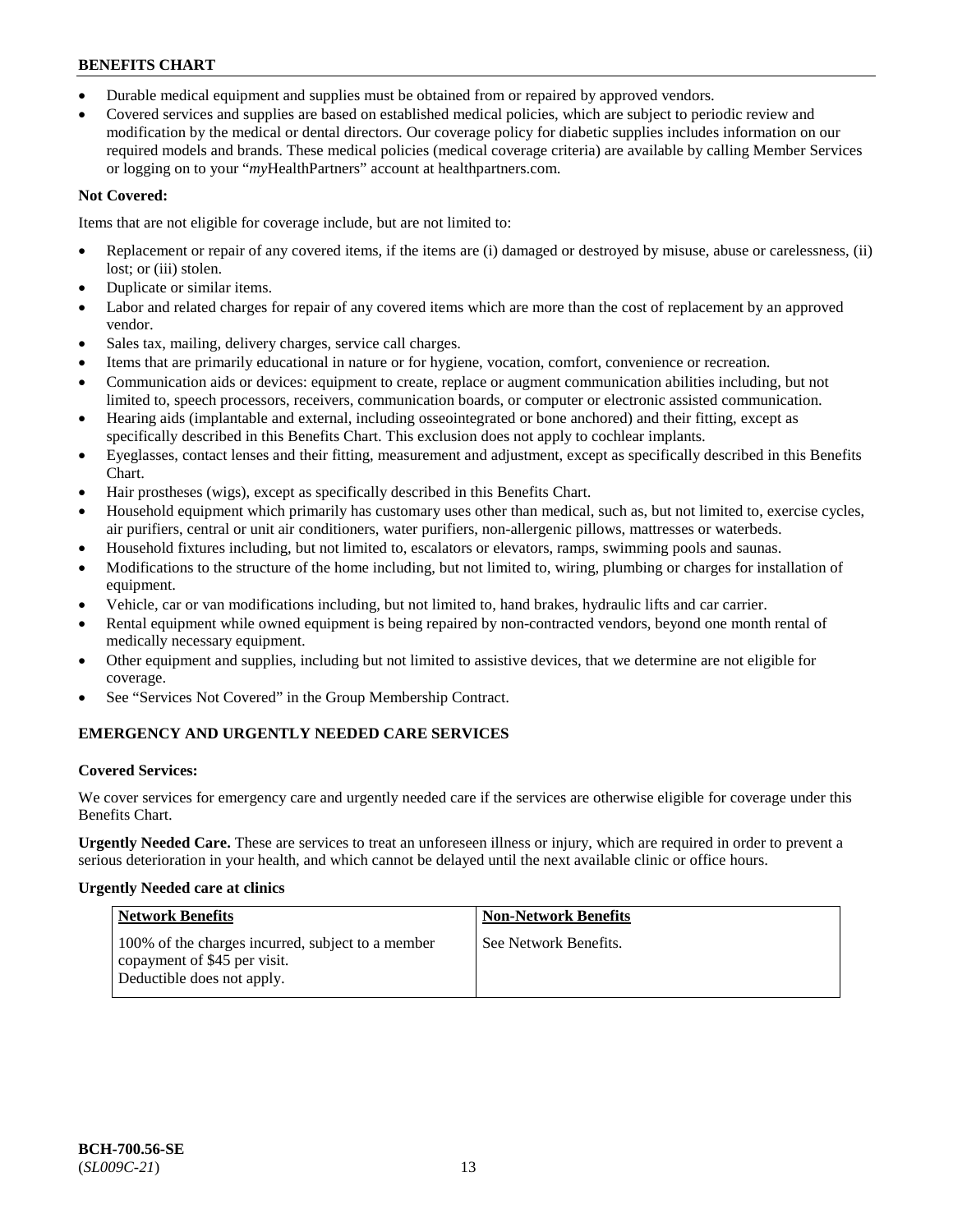- Durable medical equipment and supplies must be obtained from or repaired by approved vendors.
- Covered services and supplies are based on established medical policies, which are subject to periodic review and modification by the medical or dental directors. Our coverage policy for diabetic supplies includes information on our required models and brands. These medical policies (medical coverage criteria) are available by calling Member Services or logging on to your "*my*HealthPartners" account at healthpartners.com.

**Not Covered:**

Items that are not eligible for coverage include, but are not limited to:

- Replacement or repair of any covered items, if the items are (i) damaged or destroyed by misuse, abuse or carelessness, (ii) lost; or (iii) stolen.
- Duplicate or similar items.
- Labor and related charges for repair of any covered items which are more than the cost of replacement by an approved vendor.
- Sales tax, mailing, delivery charges, service call charges.
- Items that are primarily educational in nature or for hygiene, vocation, comfort, convenience or recreation.
- Communication aids or devices: equipment to create, replace or augment communication abilities including, but not limited to, speech processors, receivers, communication boards, or computer or electronic assisted communication.
- Hearing aids (implantable and external, including osseointegrated or bone anchored) and their fitting, except as specifically described in this Benefits Chart. This exclusion does not apply to cochlear implants.
- Eyeglasses, contact lenses and their fitting, measurement and adjustment, except as specifically described in this Benefits Chart.
- Hair prostheses (wigs), except as specifically described in this Benefits Chart.
- Household equipment which primarily has customary uses other than medical, such as, but not limited to, exercise cycles, air purifiers, central or unit air conditioners, water purifiers, non-allergenic pillows, mattresses or waterbeds.
- Household fixtures including, but not limited to, escalators or elevators, ramps, swimming pools and saunas.
- Modifications to the structure of the home including, but not limited to, wiring, plumbing or charges for installation of equipment.
- Vehicle, car or van modifications including, but not limited to, hand brakes, hydraulic lifts and car carrier.
- Rental equipment while owned equipment is being repaired by non-contracted vendors, beyond one month rental of medically necessary equipment.
- Other equipment and supplies, including but not limited to assistive devices, that we determine are not eligible for coverage.
- See "Services Not Covered" in the Group Membership Contract.

## EMERGENCY AND URGENTLY NEEDED CARE SERVICES

**Covered Services:**

We cover services for emergency care and urgently needed care if the services are otherwise eligible for coverage under this Benefits Chart.

**Urgently Needed Care.** These are services to treat an unforeseen illness or injury, which are required in order to prevent a serious deterioration in your health, and which cannot be delayed until the next available clinic or office hours.

**Urgently Needed care at clinics**

| Network Benefits | Non-Network Benefits |
|---|---|
| 100% of the charges incurred, subject to a member copayment of $45 per visit. Deductible does not apply. | See Network Benefits. |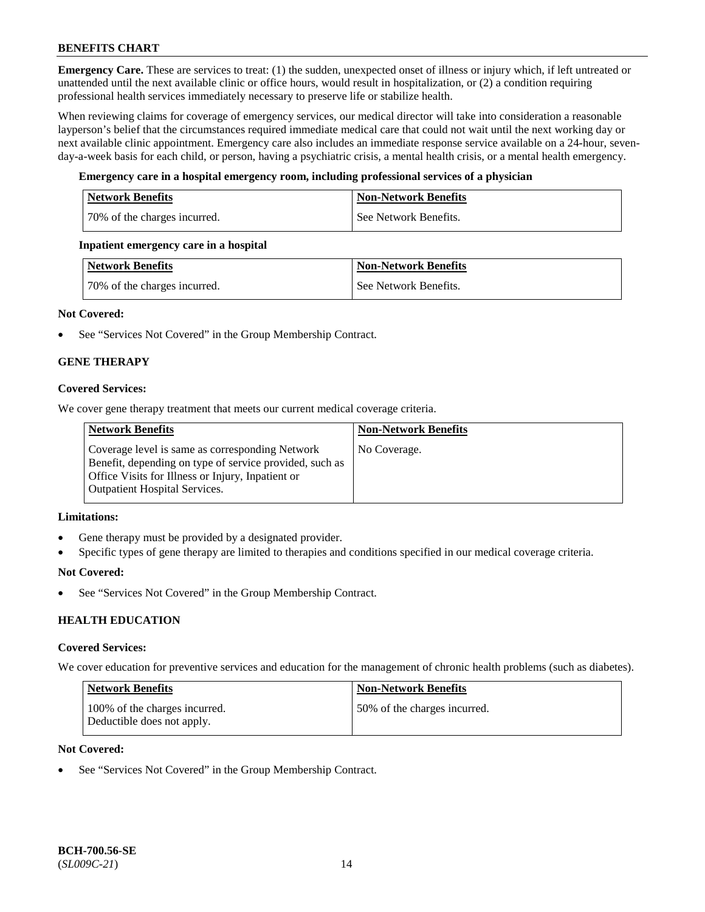**Emergency Care.** These are services to treat: (1) the sudden, unexpected onset of illness or injury which, if left untreated or unattended until the next available clinic or office hours, would result in hospitalization, or (2) a condition requiring professional health services immediately necessary to preserve life or stabilize health.

When reviewing claims for coverage of emergency services, our medical director will take into consideration a reasonable layperson's belief that the circumstances required immediate medical care that could not wait until the next working day or next available clinic appointment. Emergency care also includes an immediate response service available on a 24-hour, seven-day-a-week basis for each child, or person, having a psychiatric crisis, a mental health crisis, or a mental health emergency.

**Emergency care in a hospital emergency room, including professional services of a physician**

| Network Benefits | Non-Network Benefits |
|---|---|
| 70% of the charges incurred. | See Network Benefits. |

**Inpatient emergency care in a hospital**

| Network Benefits | Non-Network Benefits |
|---|---|
| 70% of the charges incurred. | See Network Benefits. |

**Not Covered:**

- See "Services Not Covered" in the Group Membership Contract.

## GENE THERAPY

**Covered Services:**

We cover gene therapy treatment that meets our current medical coverage criteria.

| Network Benefits | Non-Network Benefits |
|---|---|
| Coverage level is same as corresponding Network Benefit, depending on type of service provided, such as Office Visits for Illness or Injury, Inpatient or Outpatient Hospital Services. | No Coverage. |

**Limitations:**

- Gene therapy must be provided by a designated provider.
- Specific types of gene therapy are limited to therapies and conditions specified in our medical coverage criteria.

**Not Covered:**

- See "Services Not Covered" in the Group Membership Contract.

## HEALTH EDUCATION

**Covered Services:**

We cover education for preventive services and education for the management of chronic health problems (such as diabetes).

| Network Benefits | Non-Network Benefits |
|---|---|
| 100% of the charges incurred. Deductible does not apply. | 50% of the charges incurred. |

**Not Covered:**

- See "Services Not Covered" in the Group Membership Contract.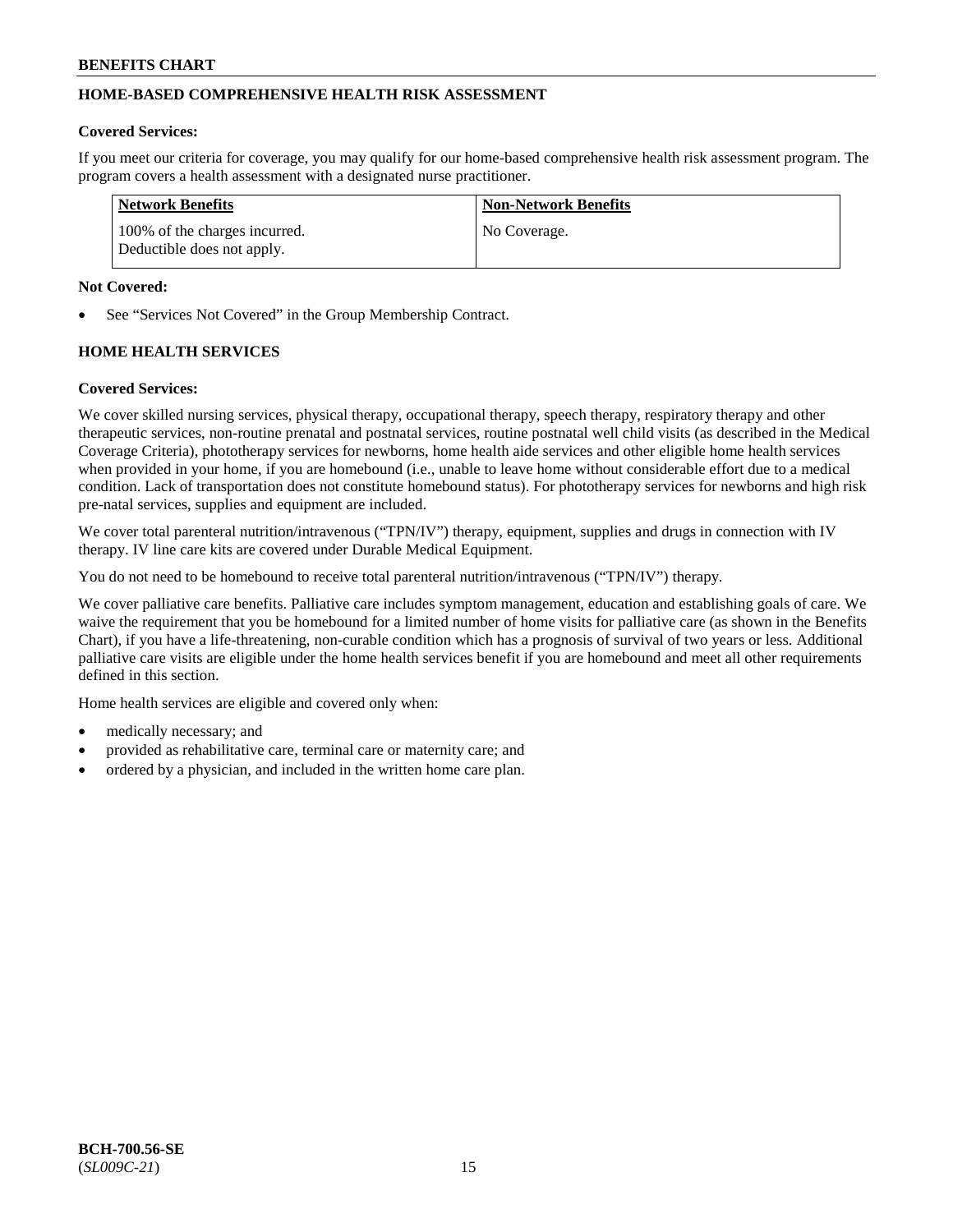## HOME-BASED COMPREHENSIVE HEALTH RISK ASSESSMENT

**Covered Services:**

If you meet our criteria for coverage, you may qualify for our home-based comprehensive health risk assessment program. The program covers a health assessment with a designated nurse practitioner.

| Network Benefits | Non-Network Benefits |
|---|---|
| 100% of the charges incurred. Deductible does not apply. | No Coverage. |

**Not Covered:**

- See "Services Not Covered" in the Group Membership Contract.

## HOME HEALTH SERVICES

**Covered Services:**

We cover skilled nursing services, physical therapy, occupational therapy, speech therapy, respiratory therapy and other therapeutic services, non-routine prenatal and postnatal services, routine postnatal well child visits (as described in the Medical Coverage Criteria), phototherapy services for newborns, home health aide services and other eligible home health services when provided in your home, if you are homebound (i.e., unable to leave home without considerable effort due to a medical condition. Lack of transportation does not constitute homebound status). For phototherapy services for newborns and high risk pre-natal services, supplies and equipment are included.

We cover total parenteral nutrition/intravenous ("TPN/IV") therapy, equipment, supplies and drugs in connection with IV therapy. IV line care kits are covered under Durable Medical Equipment.

You do not need to be homebound to receive total parenteral nutrition/intravenous ("TPN/IV") therapy.

We cover palliative care benefits. Palliative care includes symptom management, education and establishing goals of care. We waive the requirement that you be homebound for a limited number of home visits for palliative care (as shown in the Benefits Chart), if you have a life-threatening, non-curable condition which has a prognosis of survival of two years or less. Additional palliative care visits are eligible under the home health services benefit if you are homebound and meet all other requirements defined in this section.

Home health services are eligible and covered only when:

- medically necessary; and
- provided as rehabilitative care, terminal care or maternity care; and
- ordered by a physician, and included in the written home care plan.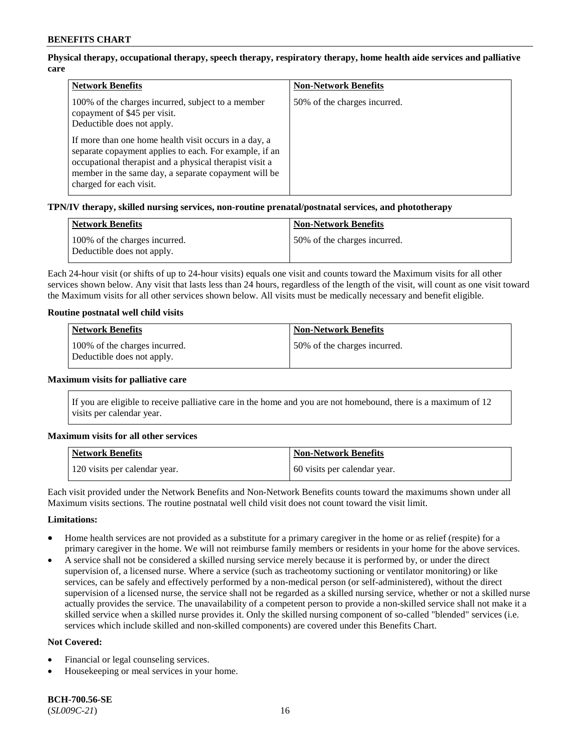**Physical therapy, occupational therapy, speech therapy, respiratory therapy, home health aide services and palliative care**

| Network Benefits | Non-Network Benefits |
| --- | --- |
| 100% of the charges incurred, subject to a member copayment of $45 per visit. Deductible does not apply. If more than one home health visit occurs in a day, a separate copayment applies to each. For example, if an occupational therapist and a physical therapist visit a member in the same day, a separate copayment will be charged for each visit. | 50% of the charges incurred. |

**TPN/IV therapy, skilled nursing services, non-routine prenatal/postnatal services, and phototherapy**

| Network Benefits | Non-Network Benefits |
| --- | --- |
| 100% of the charges incurred. Deductible does not apply. | 50% of the charges incurred. |

Each 24-hour visit (or shifts of up to 24-hour visits) equals one visit and counts toward the Maximum visits for all other services shown below. Any visit that lasts less than 24 hours, regardless of the length of the visit, will count as one visit toward the Maximum visits for all other services shown below. All visits must be medically necessary and benefit eligible.

**Routine postnatal well child visits**

| Network Benefits | Non-Network Benefits |
| --- | --- |
| 100% of the charges incurred. Deductible does not apply. | 50% of the charges incurred. |

**Maximum visits for palliative care**

If you are eligible to receive palliative care in the home and you are not homebound, there is a maximum of 12 visits per calendar year.

**Maximum visits for all other services**

| Network Benefits | Non-Network Benefits |
| --- | --- |
| 120 visits per calendar year. | 60 visits per calendar year. |

Each visit provided under the Network Benefits and Non-Network Benefits counts toward the maximums shown under all Maximum visits sections. The routine postnatal well child visit does not count toward the visit limit.

**Limitations:**

- Home health services are not provided as a substitute for a primary caregiver in the home or as relief (respite) for a primary caregiver in the home. We will not reimburse family members or residents in your home for the above services.
- A service shall not be considered a skilled nursing service merely because it is performed by, or under the direct supervision of, a licensed nurse. Where a service (such as tracheotomy suctioning or ventilator monitoring) or like services, can be safely and effectively performed by a non-medical person (or self-administered), without the direct supervision of a licensed nurse, the service shall not be regarded as a skilled nursing service, whether or not a skilled nurse actually provides the service. The unavailability of a competent person to provide a non-skilled service shall not make it a skilled service when a skilled nurse provides it. Only the skilled nursing component of so-called "blended" services (i.e. services which include skilled and non-skilled components) are covered under this Benefits Chart.

**Not Covered:**

- Financial or legal counseling services.
- Housekeeping or meal services in your home.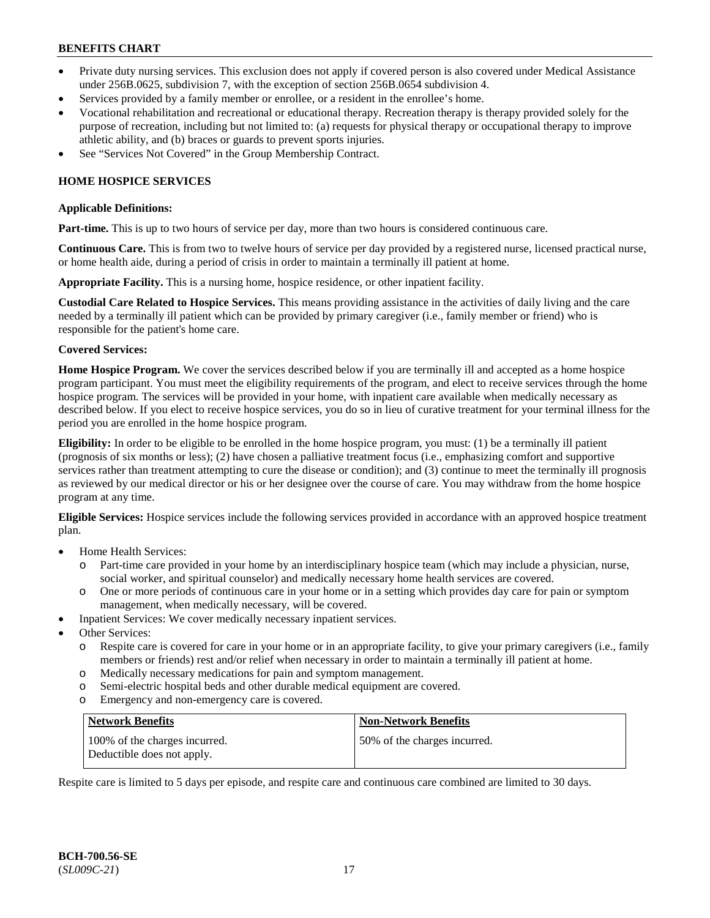- Private duty nursing services. This exclusion does not apply if covered person is also covered under Medical Assistance under 256B.0625, subdivision 7, with the exception of section 256B.0654 subdivision 4.
- Services provided by a family member or enrollee, or a resident in the enrollee's home.
- Vocational rehabilitation and recreational or educational therapy. Recreation therapy is therapy provided solely for the purpose of recreation, including but not limited to: (a) requests for physical therapy or occupational therapy to improve athletic ability, and (b) braces or guards to prevent sports injuries.
- See "Services Not Covered" in the Group Membership Contract.

## HOME HOSPICE SERVICES

**Applicable Definitions:**

**Part-time.** This is up to two hours of service per day, more than two hours is considered continuous care.

**Continuous Care.** This is from two to twelve hours of service per day provided by a registered nurse, licensed practical nurse, or home health aide, during a period of crisis in order to maintain a terminally ill patient at home.

**Appropriate Facility.** This is a nursing home, hospice residence, or other inpatient facility.

**Custodial Care Related to Hospice Services.** This means providing assistance in the activities of daily living and the care needed by a terminally ill patient which can be provided by primary caregiver (i.e., family member or friend) who is responsible for the patient's home care.

**Covered Services:**

**Home Hospice Program.** We cover the services described below if you are terminally ill and accepted as a home hospice program participant. You must meet the eligibility requirements of the program, and elect to receive services through the home hospice program. The services will be provided in your home, with inpatient care available when medically necessary as described below. If you elect to receive hospice services, you do so in lieu of curative treatment for your terminal illness for the period you are enrolled in the home hospice program.

**Eligibility:** In order to be eligible to be enrolled in the home hospice program, you must: (1) be a terminally ill patient (prognosis of six months or less); (2) have chosen a palliative treatment focus (i.e., emphasizing comfort and supportive services rather than treatment attempting to cure the disease or condition); and (3) continue to meet the terminally ill prognosis as reviewed by our medical director or his or her designee over the course of care. You may withdraw from the home hospice program at any time.

**Eligible Services:** Hospice services include the following services provided in accordance with an approved hospice treatment plan.

- Home Health Services:
  - Part-time care provided in your home by an interdisciplinary hospice team (which may include a physician, nurse, social worker, and spiritual counselor) and medically necessary home health services are covered.
  - One or more periods of continuous care in your home or in a setting which provides day care for pain or symptom management, when medically necessary, will be covered.
- Inpatient Services: We cover medically necessary inpatient services.
- Other Services:
  - Respite care is covered for care in your home or in an appropriate facility, to give your primary caregivers (i.e., family members or friends) rest and/or relief when necessary in order to maintain a terminally ill patient at home.
  - Medically necessary medications for pain and symptom management.
  - Semi-electric hospital beds and other durable medical equipment are covered.
  - Emergency and non-emergency care is covered.

| Network Benefits | Non-Network Benefits |
|---|---|
| 100% of the charges incurred. Deductible does not apply. | 50% of the charges incurred. |

Respite care is limited to 5 days per episode, and respite care and continuous care combined are limited to 30 days.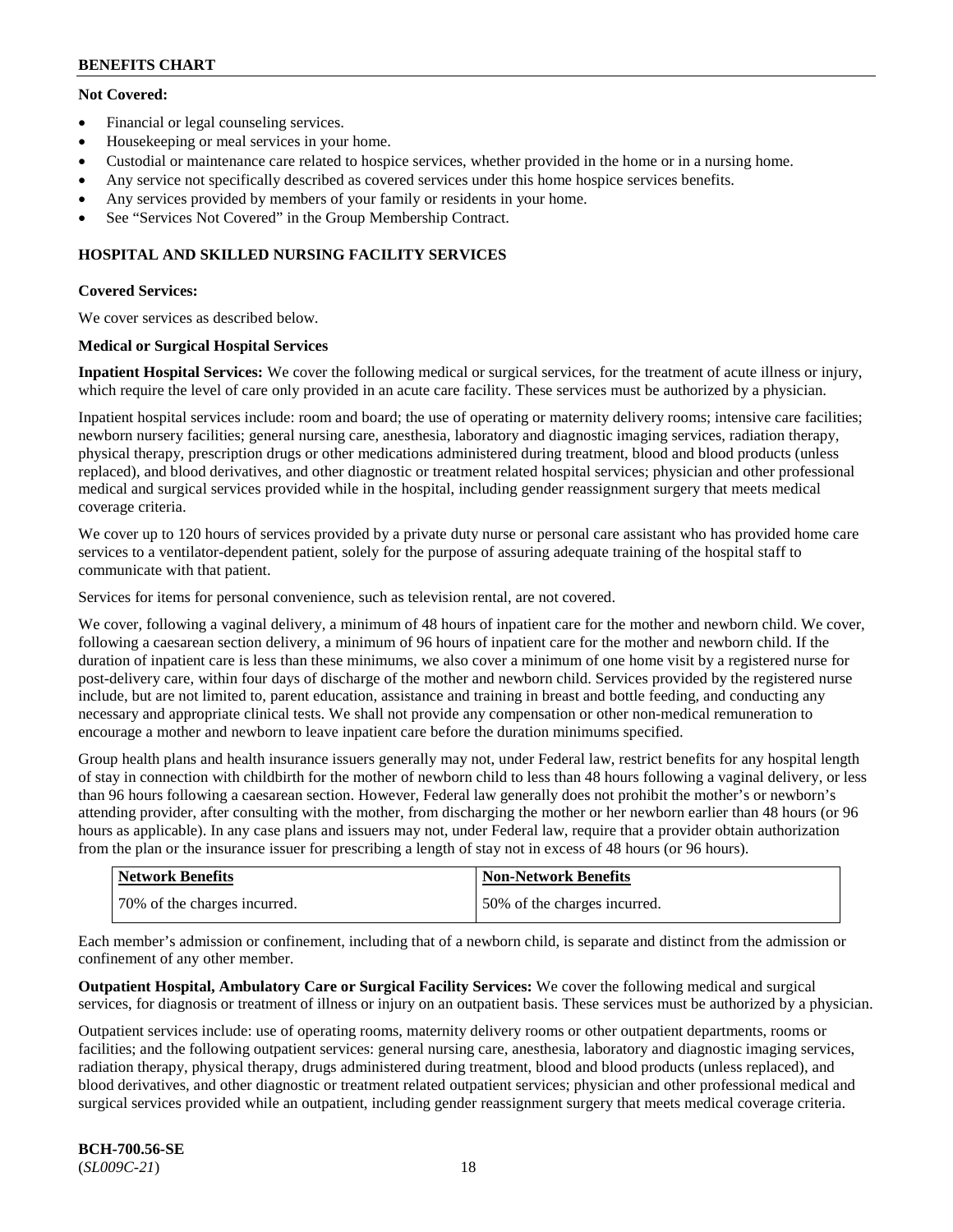**Not Covered:**

- Financial or legal counseling services.
- Housekeeping or meal services in your home.
- Custodial or maintenance care related to hospice services, whether provided in the home or in a nursing home.
- Any service not specifically described as covered services under this home hospice services benefits.
- Any services provided by members of your family or residents in your home.
- See "Services Not Covered" in the Group Membership Contract.

## HOSPITAL AND SKILLED NURSING FACILITY SERVICES

**Covered Services:**

We cover services as described below.

**Medical or Surgical Hospital Services**

**Inpatient Hospital Services:** We cover the following medical or surgical services, for the treatment of acute illness or injury, which require the level of care only provided in an acute care facility. These services must be authorized by a physician.

Inpatient hospital services include: room and board; the use of operating or maternity delivery rooms; intensive care facilities; newborn nursery facilities; general nursing care, anesthesia, laboratory and diagnostic imaging services, radiation therapy, physical therapy, prescription drugs or other medications administered during treatment, blood and blood products (unless replaced), and blood derivatives, and other diagnostic or treatment related hospital services; physician and other professional medical and surgical services provided while in the hospital, including gender reassignment surgery that meets medical coverage criteria.

We cover up to 120 hours of services provided by a private duty nurse or personal care assistant who has provided home care services to a ventilator-dependent patient, solely for the purpose of assuring adequate training of the hospital staff to communicate with that patient.

Services for items for personal convenience, such as television rental, are not covered.

We cover, following a vaginal delivery, a minimum of 48 hours of inpatient care for the mother and newborn child. We cover, following a caesarean section delivery, a minimum of 96 hours of inpatient care for the mother and newborn child. If the duration of inpatient care is less than these minimums, we also cover a minimum of one home visit by a registered nurse for post-delivery care, within four days of discharge of the mother and newborn child. Services provided by the registered nurse include, but are not limited to, parent education, assistance and training in breast and bottle feeding, and conducting any necessary and appropriate clinical tests. We shall not provide any compensation or other non-medical remuneration to encourage a mother and newborn to leave inpatient care before the duration minimums specified.

Group health plans and health insurance issuers generally may not, under Federal law, restrict benefits for any hospital length of stay in connection with childbirth for the mother of newborn child to less than 48 hours following a vaginal delivery, or less than 96 hours following a caesarean section. However, Federal law generally does not prohibit the mother's or newborn's attending provider, after consulting with the mother, from discharging the mother or her newborn earlier than 48 hours (or 96 hours as applicable). In any case plans and issuers may not, under Federal law, require that a provider obtain authorization from the plan or the insurance issuer for prescribing a length of stay not in excess of 48 hours (or 96 hours).

| Network Benefits | Non-Network Benefits |
| --- | --- |
| 70% of the charges incurred. | 50% of the charges incurred. |

Each member's admission or confinement, including that of a newborn child, is separate and distinct from the admission or confinement of any other member.

**Outpatient Hospital, Ambulatory Care or Surgical Facility Services:** We cover the following medical and surgical services, for diagnosis or treatment of illness or injury on an outpatient basis. These services must be authorized by a physician.

Outpatient services include: use of operating rooms, maternity delivery rooms or other outpatient departments, rooms or facilities; and the following outpatient services: general nursing care, anesthesia, laboratory and diagnostic imaging services, radiation therapy, physical therapy, drugs administered during treatment, blood and blood products (unless replaced), and blood derivatives, and other diagnostic or treatment related outpatient services; physician and other professional medical and surgical services provided while an outpatient, including gender reassignment surgery that meets medical coverage criteria.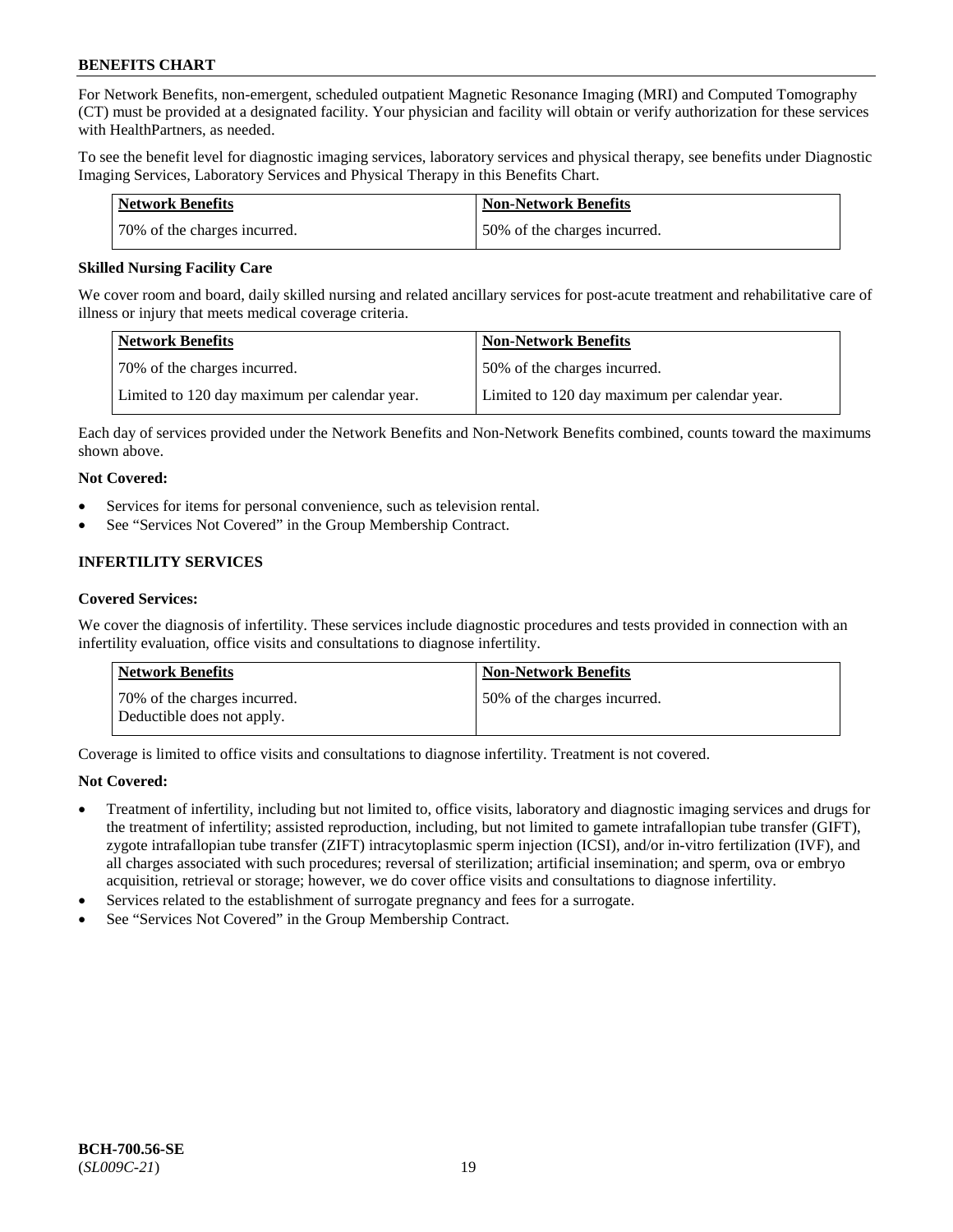For Network Benefits, non-emergent, scheduled outpatient Magnetic Resonance Imaging (MRI) and Computed Tomography (CT) must be provided at a designated facility. Your physician and facility will obtain or verify authorization for these services with HealthPartners, as needed.

To see the benefit level for diagnostic imaging services, laboratory services and physical therapy, see benefits under Diagnostic Imaging Services, Laboratory Services and Physical Therapy in this Benefits Chart.

| Network Benefits | Non-Network Benefits |
| --- | --- |
| 70% of the charges incurred. | 50% of the charges incurred. |

**Skilled Nursing Facility Care**

We cover room and board, daily skilled nursing and related ancillary services for post-acute treatment and rehabilitative care of illness or injury that meets medical coverage criteria.

| Network Benefits | Non-Network Benefits |
| --- | --- |
| 70% of the charges incurred. | 50% of the charges incurred. |
| Limited to 120 day maximum per calendar year. | Limited to 120 day maximum per calendar year. |

Each day of services provided under the Network Benefits and Non-Network Benefits combined, counts toward the maximums shown above.

**Not Covered:**

- Services for items for personal convenience, such as television rental.
- See "Services Not Covered" in the Group Membership Contract.

## INFERTILITY SERVICES

**Covered Services:**

We cover the diagnosis of infertility. These services include diagnostic procedures and tests provided in connection with an infertility evaluation, office visits and consultations to diagnose infertility.

| Network Benefits | Non-Network Benefits |
| --- | --- |
| 70% of the charges incurred. Deductible does not apply. | 50% of the charges incurred. |

Coverage is limited to office visits and consultations to diagnose infertility. Treatment is not covered.

**Not Covered:**

- Treatment of infertility, including but not limited to, office visits, laboratory and diagnostic imaging services and drugs for the treatment of infertility; assisted reproduction, including, but not limited to gamete intrafallopian tube transfer (GIFT), zygote intrafallopian tube transfer (ZIFT) intracytoplasmic sperm injection (ICSI), and/or in-vitro fertilization (IVF), and all charges associated with such procedures; reversal of sterilization; artificial insemination; and sperm, ova or embryo acquisition, retrieval or storage; however, we do cover office visits and consultations to diagnose infertility.
- Services related to the establishment of surrogate pregnancy and fees for a surrogate.
- See "Services Not Covered" in the Group Membership Contract.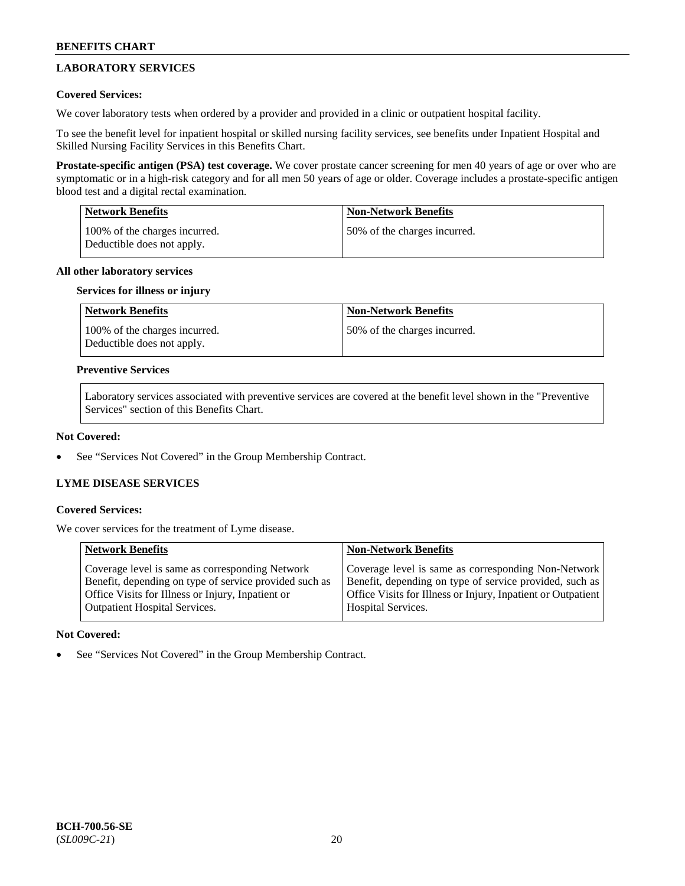## LABORATORY SERVICES

**Covered Services:**

We cover laboratory tests when ordered by a provider and provided in a clinic or outpatient hospital facility.

To see the benefit level for inpatient hospital or skilled nursing facility services, see benefits under Inpatient Hospital and Skilled Nursing Facility Services in this Benefits Chart.

**Prostate-specific antigen (PSA) test coverage.** We cover prostate cancer screening for men 40 years of age or over who are symptomatic or in a high-risk category and for all men 50 years of age or older. Coverage includes a prostate-specific antigen blood test and a digital rectal examination.

| Network Benefits | Non-Network Benefits |
|---|---|
| 100% of the charges incurred. Deductible does not apply. | 50% of the charges incurred. |

**All other laboratory services**

**Services for illness or injury**

| Network Benefits | Non-Network Benefits |
|---|---|
| 100% of the charges incurred. Deductible does not apply. | 50% of the charges incurred. |

**Preventive Services**

Laboratory services associated with preventive services are covered at the benefit level shown in the "Preventive Services" section of this Benefits Chart.

**Not Covered:**

- See "Services Not Covered" in the Group Membership Contract.

## LYME DISEASE SERVICES

**Covered Services:**

We cover services for the treatment of Lyme disease.

| Network Benefits | Non-Network Benefits |
|---|---|
| Coverage level is same as corresponding Network Benefit, depending on type of service provided such as Office Visits for Illness or Injury, Inpatient or Outpatient Hospital Services. | Coverage level is same as corresponding Non-Network Benefit, depending on type of service provided, such as Office Visits for Illness or Injury, Inpatient or Outpatient Hospital Services. |

**Not Covered:**

- See "Services Not Covered" in the Group Membership Contract.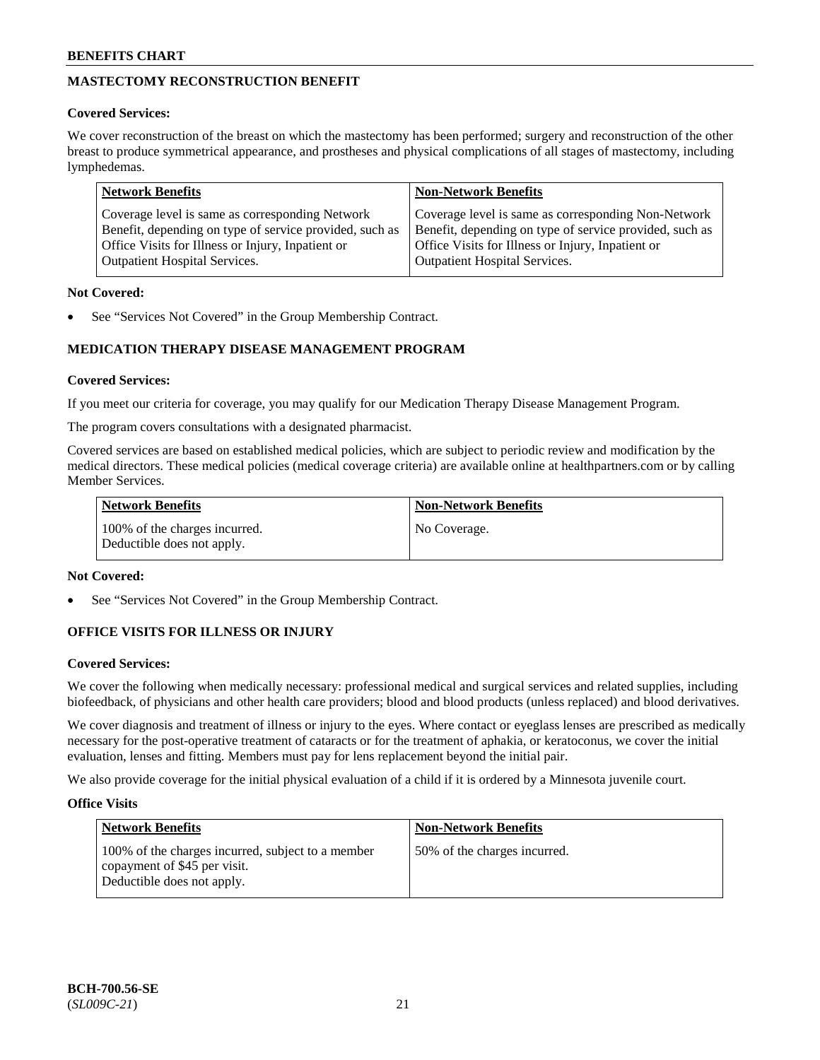## MASTECTOMY RECONSTRUCTION BENEFIT

**Covered Services:**

We cover reconstruction of the breast on which the mastectomy has been performed; surgery and reconstruction of the other breast to produce symmetrical appearance, and prostheses and physical complications of all stages of mastectomy, including lymphedemas.

| Network Benefits | Non-Network Benefits |
|---|---|
| Coverage level is same as corresponding Network Benefit, depending on type of service provided, such as Office Visits for Illness or Injury, Inpatient or Outpatient Hospital Services. | Coverage level is same as corresponding Non-Network Benefit, depending on type of service provided, such as Office Visits for Illness or Injury, Inpatient or Outpatient Hospital Services. |

**Not Covered:**

- See "Services Not Covered" in the Group Membership Contract.

## MEDICATION THERAPY DISEASE MANAGEMENT PROGRAM

**Covered Services:**

If you meet our criteria for coverage, you may qualify for our Medication Therapy Disease Management Program.

The program covers consultations with a designated pharmacist.

Covered services are based on established medical policies, which are subject to periodic review and modification by the medical directors. These medical policies (medical coverage criteria) are available online at healthpartners.com or by calling Member Services.

| Network Benefits | Non-Network Benefits |
|---|---|
| 100% of the charges incurred. Deductible does not apply. | No Coverage. |

**Not Covered:**

- See "Services Not Covered" in the Group Membership Contract.

## OFFICE VISITS FOR ILLNESS OR INJURY

**Covered Services:**

We cover the following when medically necessary: professional medical and surgical services and related supplies, including biofeedback, of physicians and other health care providers; blood and blood products (unless replaced) and blood derivatives.

We cover diagnosis and treatment of illness or injury to the eyes. Where contact or eyeglass lenses are prescribed as medically necessary for the post-operative treatment of cataracts or for the treatment of aphakia, or keratoconus, we cover the initial evaluation, lenses and fitting. Members must pay for lens replacement beyond the initial pair.

We also provide coverage for the initial physical evaluation of a child if it is ordered by a Minnesota juvenile court.

**Office Visits**

| Network Benefits | Non-Network Benefits |
|---|---|
| 100% of the charges incurred, subject to a member copayment of $45 per visit. Deductible does not apply. | 50% of the charges incurred. |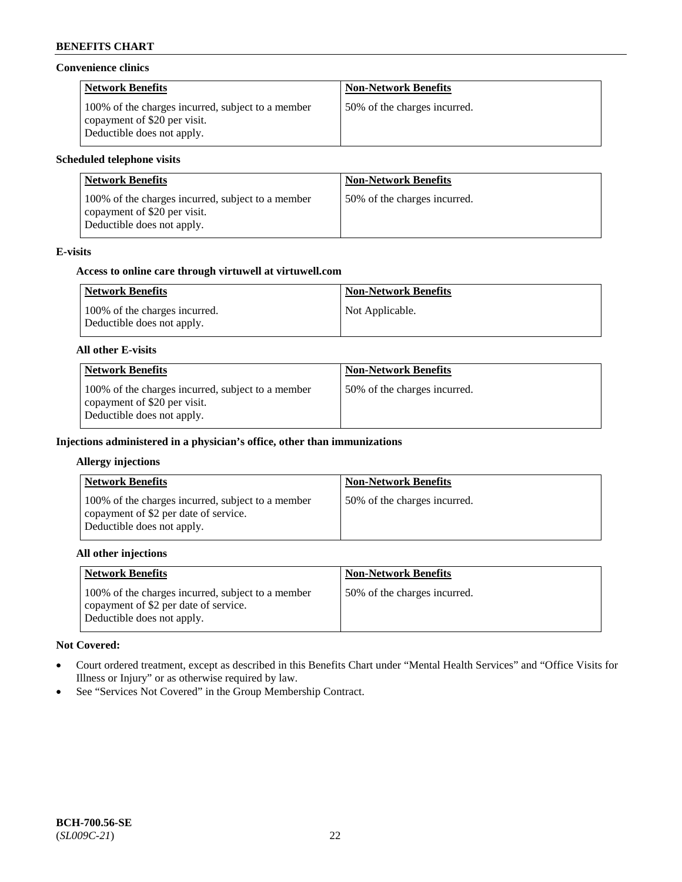### Convenience clinics

| Network Benefits | Non-Network Benefits |
|---|---|
| 100% of the charges incurred, subject to a member copayment of $20 per visit. Deductible does not apply. | 50% of the charges incurred. |

### Scheduled telephone visits

| Network Benefits | Non-Network Benefits |
|---|---|
| 100% of the charges incurred, subject to a member copayment of $20 per visit. Deductible does not apply. | 50% of the charges incurred. |

### E-visits

#### Access to online care through virtuwell at virtuwell.com

| Network Benefits | Non-Network Benefits |
|---|---|
| 100% of the charges incurred. Deductible does not apply. | Not Applicable. |

#### All other E-visits

| Network Benefits | Non-Network Benefits |
|---|---|
| 100% of the charges incurred, subject to a member copayment of $20 per visit. Deductible does not apply. | 50% of the charges incurred. |

### Injections administered in a physician's office, other than immunizations

#### Allergy injections

| Network Benefits | Non-Network Benefits |
|---|---|
| 100% of the charges incurred, subject to a member copayment of $2 per date of service. Deductible does not apply. | 50% of the charges incurred. |

#### All other injections

| Network Benefits | Non-Network Benefits |
|---|---|
| 100% of the charges incurred, subject to a member copayment of $2 per date of service. Deductible does not apply. | 50% of the charges incurred. |

**Not Covered:**

- Court ordered treatment, except as described in this Benefits Chart under "Mental Health Services" and "Office Visits for Illness or Injury" or as otherwise required by law.
- See "Services Not Covered" in the Group Membership Contract.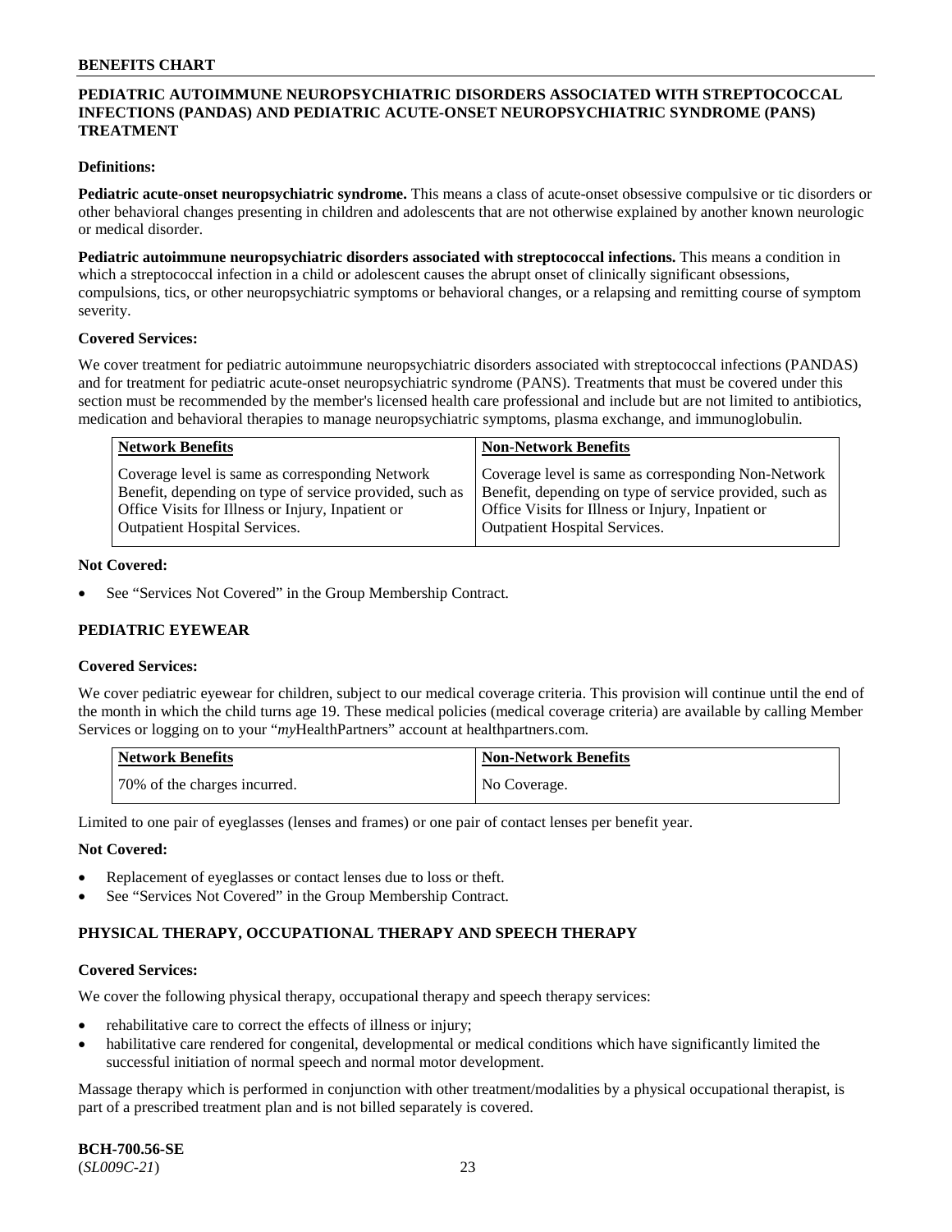## PEDIATRIC AUTOIMMUNE NEUROPSYCHIATRIC DISORDERS ASSOCIATED WITH STREPTOCOCCAL INFECTIONS (PANDAS) AND PEDIATRIC ACUTE-ONSET NEUROPSYCHIATRIC SYNDROME (PANS) TREATMENT

**Definitions:**

**Pediatric acute-onset neuropsychiatric syndrome.** This means a class of acute-onset obsessive compulsive or tic disorders or other behavioral changes presenting in children and adolescents that are not otherwise explained by another known neurologic or medical disorder.

**Pediatric autoimmune neuropsychiatric disorders associated with streptococcal infections.** This means a condition in which a streptococcal infection in a child or adolescent causes the abrupt onset of clinically significant obsessions, compulsions, tics, or other neuropsychiatric symptoms or behavioral changes, or a relapsing and remitting course of symptom severity.

**Covered Services:**

We cover treatment for pediatric autoimmune neuropsychiatric disorders associated with streptococcal infections (PANDAS) and for treatment for pediatric acute-onset neuropsychiatric syndrome (PANS). Treatments that must be covered under this section must be recommended by the member's licensed health care professional and include but are not limited to antibiotics, medication and behavioral therapies to manage neuropsychiatric symptoms, plasma exchange, and immunoglobulin.

| Network Benefits | Non-Network Benefits |
|---|---|
| Coverage level is same as corresponding Network Benefit, depending on type of service provided, such as Office Visits for Illness or Injury, Inpatient or Outpatient Hospital Services. | Coverage level is same as corresponding Non-Network Benefit, depending on type of service provided, such as Office Visits for Illness or Injury, Inpatient or Outpatient Hospital Services. |

**Not Covered:**

- See "Services Not Covered" in the Group Membership Contract.

## PEDIATRIC EYEWEAR

**Covered Services:**

We cover pediatric eyewear for children, subject to our medical coverage criteria. This provision will continue until the end of the month in which the child turns age 19. These medical policies (medical coverage criteria) are available by calling Member Services or logging on to your "*my*HealthPartners" account at healthpartners.com.

| Network Benefits | Non-Network Benefits |
|---|---|
| 70% of the charges incurred. | No Coverage. |

Limited to one pair of eyeglasses (lenses and frames) or one pair of contact lenses per benefit year.

**Not Covered:**

- Replacement of eyeglasses or contact lenses due to loss or theft.
- See "Services Not Covered" in the Group Membership Contract.

## PHYSICAL THERAPY, OCCUPATIONAL THERAPY AND SPEECH THERAPY

**Covered Services:**

We cover the following physical therapy, occupational therapy and speech therapy services:

- rehabilitative care to correct the effects of illness or injury;
- habilitative care rendered for congenital, developmental or medical conditions which have significantly limited the successful initiation of normal speech and normal motor development.

Massage therapy which is performed in conjunction with other treatment/modalities by a physical occupational therapist, is part of a prescribed treatment plan and is not billed separately is covered.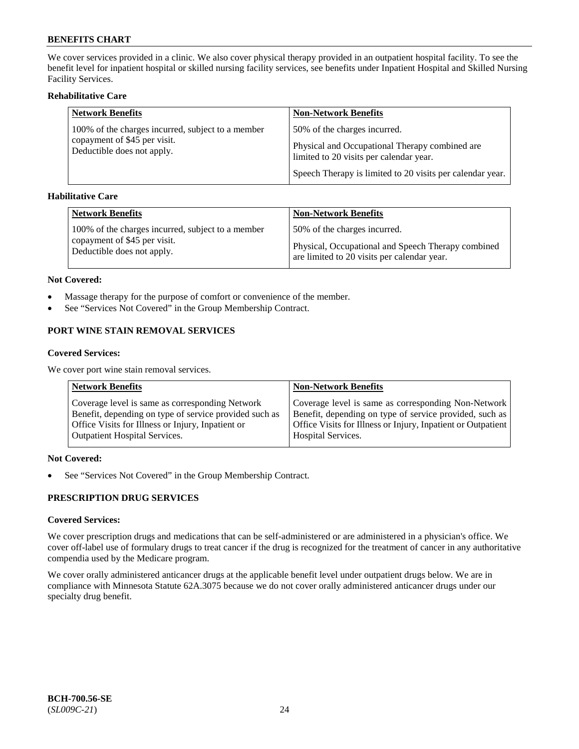We cover services provided in a clinic. We also cover physical therapy provided in an outpatient hospital facility. To see the benefit level for inpatient hospital or skilled nursing facility services, see benefits under Inpatient Hospital and Skilled Nursing Facility Services.

**Rehabilitative Care**

| Network Benefits | Non-Network Benefits |
| --- | --- |
| 100% of the charges incurred, subject to a member copayment of $45 per visit.<br>Deductible does not apply. | 50% of the charges incurred.<br><br>Physical and Occupational Therapy combined are limited to 20 visits per calendar year.<br><br>Speech Therapy is limited to 20 visits per calendar year. |

**Habilitative Care**

| Network Benefits | Non-Network Benefits |
| --- | --- |
| 100% of the charges incurred, subject to a member copayment of $45 per visit.<br>Deductible does not apply. | 50% of the charges incurred.<br><br>Physical, Occupational and Speech Therapy combined are limited to 20 visits per calendar year. |

**Not Covered:**

- Massage therapy for the purpose of comfort or convenience of the member.
- See "Services Not Covered" in the Group Membership Contract.

## PORT WINE STAIN REMOVAL SERVICES

**Covered Services:**

We cover port wine stain removal services.

| Network Benefits | Non-Network Benefits |
| --- | --- |
| Coverage level is same as corresponding Network Benefit, depending on type of service provided such as Office Visits for Illness or Injury, Inpatient or Outpatient Hospital Services. | Coverage level is same as corresponding Non-Network Benefit, depending on type of service provided, such as Office Visits for Illness or Injury, Inpatient or Outpatient Hospital Services. |

**Not Covered:**

- See "Services Not Covered" in the Group Membership Contract.

## PRESCRIPTION DRUG SERVICES

**Covered Services:**

We cover prescription drugs and medications that can be self-administered or are administered in a physician's office. We cover off-label use of formulary drugs to treat cancer if the drug is recognized for the treatment of cancer in any authoritative compendia used by the Medicare program.

We cover orally administered anticancer drugs at the applicable benefit level under outpatient drugs below. We are in compliance with Minnesota Statute 62A.3075 because we do not cover orally administered anticancer drugs under our specialty drug benefit.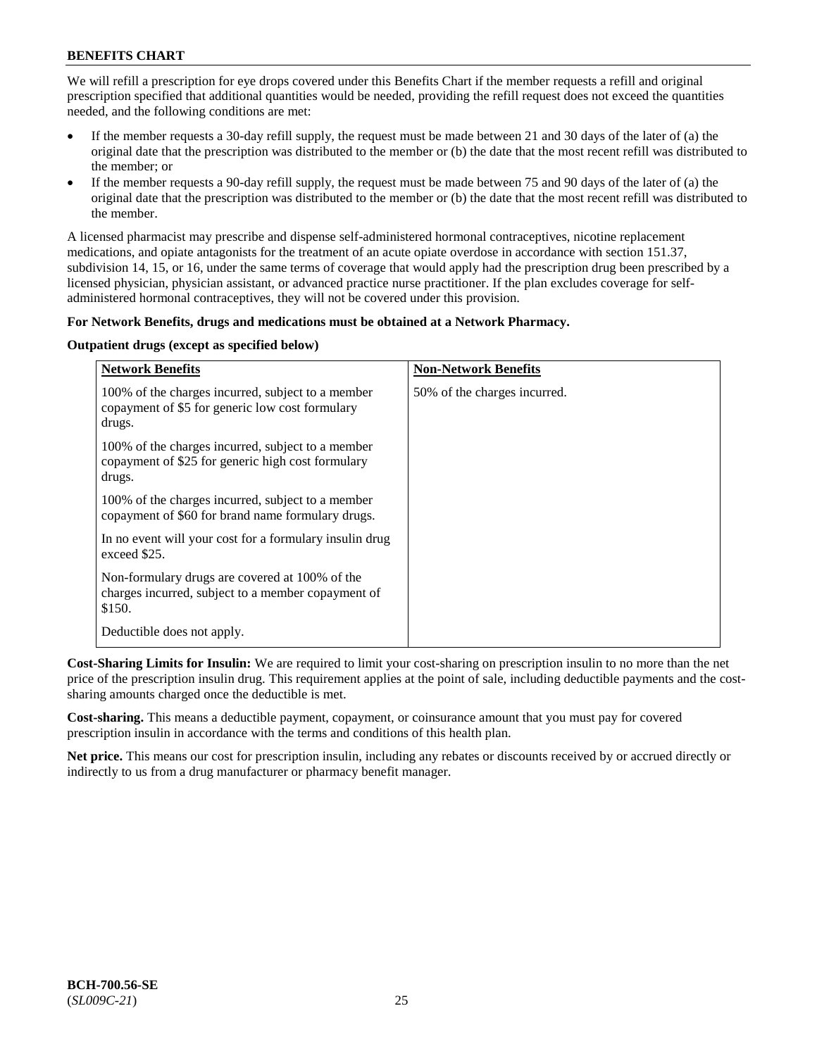We will refill a prescription for eye drops covered under this Benefits Chart if the member requests a refill and original prescription specified that additional quantities would be needed, providing the refill request does not exceed the quantities needed, and the following conditions are met:

- If the member requests a 30-day refill supply, the request must be made between 21 and 30 days of the later of (a) the original date that the prescription was distributed to the member or (b) the date that the most recent refill was distributed to the member; or
- If the member requests a 90-day refill supply, the request must be made between 75 and 90 days of the later of (a) the original date that the prescription was distributed to the member or (b) the date that the most recent refill was distributed to the member.

A licensed pharmacist may prescribe and dispense self-administered hormonal contraceptives, nicotine replacement medications, and opiate antagonists for the treatment of an acute opiate overdose in accordance with section 151.37, subdivision 14, 15, or 16, under the same terms of coverage that would apply had the prescription drug been prescribed by a licensed physician, physician assistant, or advanced practice nurse practitioner. If the plan excludes coverage for self-administered hormonal contraceptives, they will not be covered under this provision.

**For Network Benefits, drugs and medications must be obtained at a Network Pharmacy.**

**Outpatient drugs (except as specified below)**

| Network Benefits | Non-Network Benefits |
| --- | --- |
| 100% of the charges incurred, subject to a member copayment of $5 for generic low cost formulary drugs.<br><br>100% of the charges incurred, subject to a member copayment of $25 for generic high cost formulary drugs.<br><br>100% of the charges incurred, subject to a member copayment of $60 for brand name formulary drugs.<br><br>In no event will your cost for a formulary insulin drug exceed $25.<br><br>Non-formulary drugs are covered at 100% of the charges incurred, subject to a member copayment of $150.<br><br>Deductible does not apply. | 50% of the charges incurred. |

**Cost-Sharing Limits for Insulin:** We are required to limit your cost-sharing on prescription insulin to no more than the net price of the prescription insulin drug. This requirement applies at the point of sale, including deductible payments and the cost-sharing amounts charged once the deductible is met.

**Cost-sharing.** This means a deductible payment, copayment, or coinsurance amount that you must pay for covered prescription insulin in accordance with the terms and conditions of this health plan.

**Net price.** This means our cost for prescription insulin, including any rebates or discounts received by or accrued directly or indirectly to us from a drug manufacturer or pharmacy benefit manager.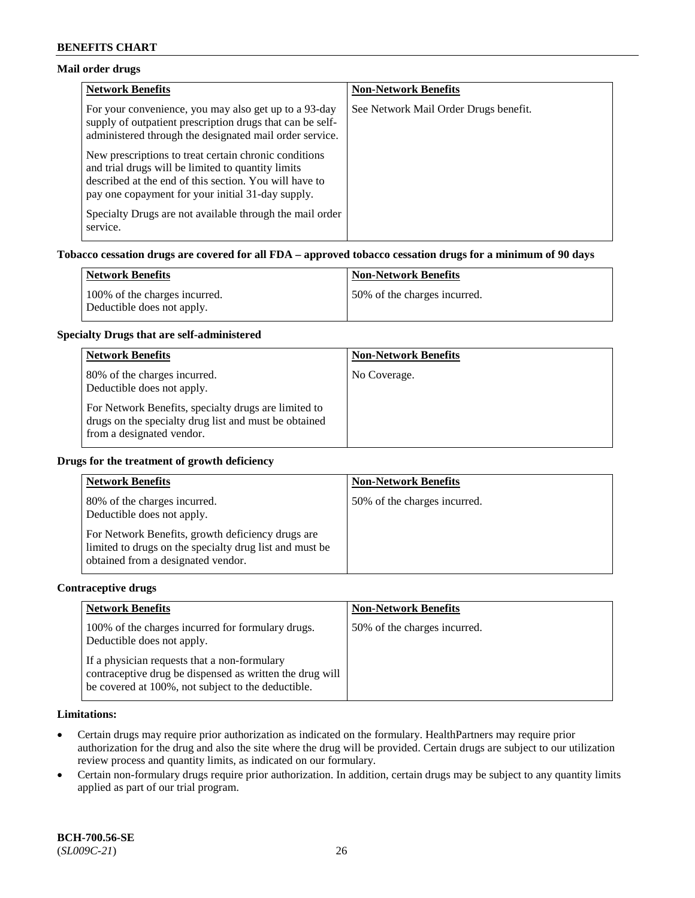**Mail order drugs**

| Network Benefits | Non-Network Benefits |
|---|---|
| For your convenience, you may also get up to a 93-day supply of outpatient prescription drugs that can be self-administered through the designated mail order service.<br><br>New prescriptions to treat certain chronic conditions and trial drugs will be limited to quantity limits described at the end of this section. You will have to pay one copayment for your initial 31-day supply.<br><br>Specialty Drugs are not available through the mail order service. | See Network Mail Order Drugs benefit. |

**Tobacco cessation drugs are covered for all FDA – approved tobacco cessation drugs for a minimum of 90 days**

| Network Benefits | Non-Network Benefits |
|---|---|
| 100% of the charges incurred.<br>Deductible does not apply. | 50% of the charges incurred. |

**Specialty Drugs that are self-administered**

| Network Benefits | Non-Network Benefits |
|---|---|
| 80% of the charges incurred.<br>Deductible does not apply.<br><br>For Network Benefits, specialty drugs are limited to drugs on the specialty drug list and must be obtained from a designated vendor. | No Coverage. |

**Drugs for the treatment of growth deficiency**

| Network Benefits | Non-Network Benefits |
|---|---|
| 80% of the charges incurred.<br>Deductible does not apply.<br><br>For Network Benefits, growth deficiency drugs are limited to drugs on the specialty drug list and must be obtained from a designated vendor. | 50% of the charges incurred. |

**Contraceptive drugs**

| Network Benefits | Non-Network Benefits |
|---|---|
| 100% of the charges incurred for formulary drugs.<br>Deductible does not apply.<br><br>If a physician requests that a non-formulary contraceptive drug be dispensed as written the drug will be covered at 100%, not subject to the deductible. | 50% of the charges incurred. |

**Limitations:**

- Certain drugs may require prior authorization as indicated on the formulary. HealthPartners may require prior authorization for the drug and also the site where the drug will be provided. Certain drugs are subject to our utilization review process and quantity limits, as indicated on our formulary.
- Certain non-formulary drugs require prior authorization. In addition, certain drugs may be subject to any quantity limits applied as part of our trial program.

**BCH-700.56-SE**
(*SL009C-21*)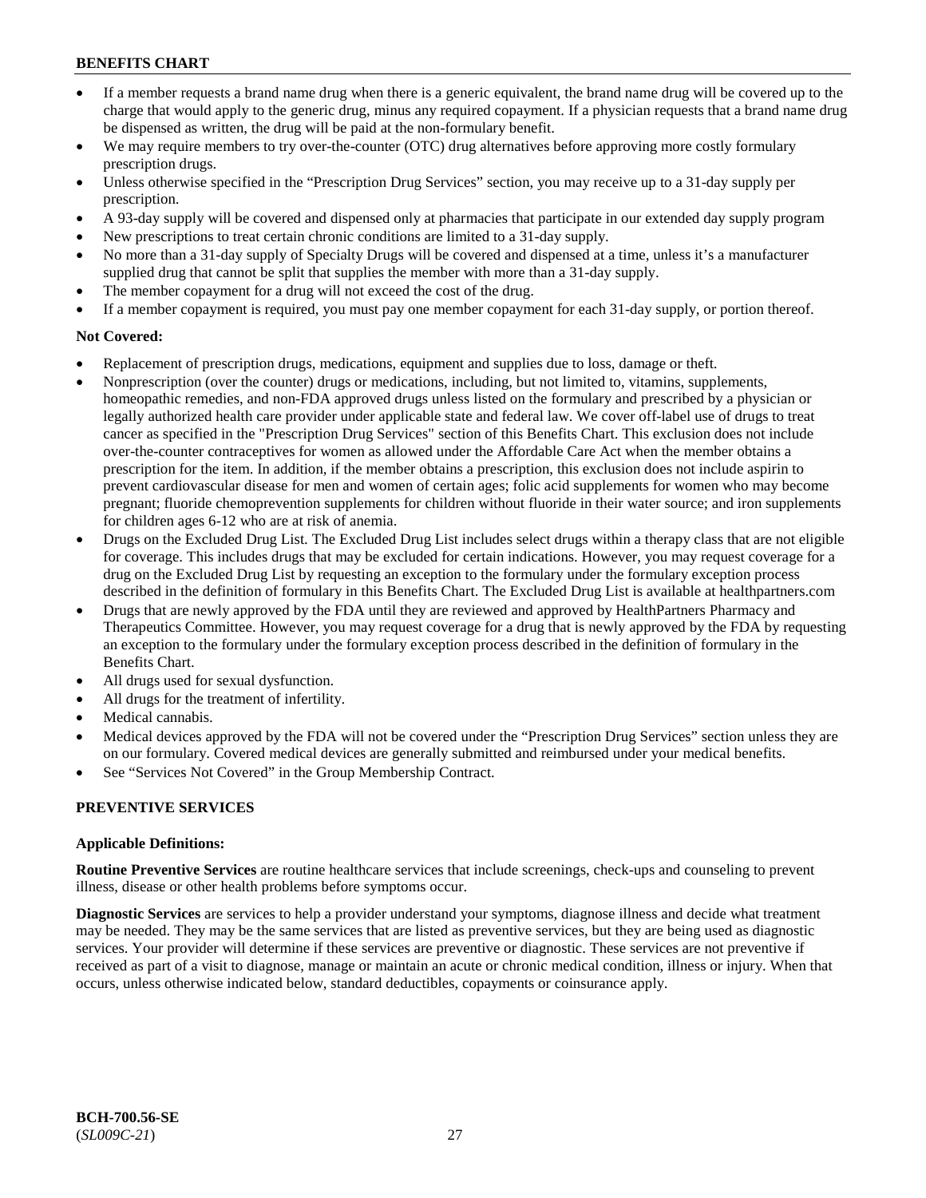- If a member requests a brand name drug when there is a generic equivalent, the brand name drug will be covered up to the charge that would apply to the generic drug, minus any required copayment. If a physician requests that a brand name drug be dispensed as written, the drug will be paid at the non-formulary benefit.
- We may require members to try over-the-counter (OTC) drug alternatives before approving more costly formulary prescription drugs.
- Unless otherwise specified in the "Prescription Drug Services" section, you may receive up to a 31-day supply per prescription.
- A 93-day supply will be covered and dispensed only at pharmacies that participate in our extended day supply program
- New prescriptions to treat certain chronic conditions are limited to a 31-day supply.
- No more than a 31-day supply of Specialty Drugs will be covered and dispensed at a time, unless it's a manufacturer supplied drug that cannot be split that supplies the member with more than a 31-day supply.
- The member copayment for a drug will not exceed the cost of the drug.
- If a member copayment is required, you must pay one member copayment for each 31-day supply, or portion thereof.

**Not Covered:**

- Replacement of prescription drugs, medications, equipment and supplies due to loss, damage or theft.
- Nonprescription (over the counter) drugs or medications, including, but not limited to, vitamins, supplements, homeopathic remedies, and non-FDA approved drugs unless listed on the formulary and prescribed by a physician or legally authorized health care provider under applicable state and federal law. We cover off-label use of drugs to treat cancer as specified in the "Prescription Drug Services" section of this Benefits Chart. This exclusion does not include over-the-counter contraceptives for women as allowed under the Affordable Care Act when the member obtains a prescription for the item. In addition, if the member obtains a prescription, this exclusion does not include aspirin to prevent cardiovascular disease for men and women of certain ages; folic acid supplements for women who may become pregnant; fluoride chemoprevention supplements for children without fluoride in their water source; and iron supplements for children ages 6-12 who are at risk of anemia.
- Drugs on the Excluded Drug List. The Excluded Drug List includes select drugs within a therapy class that are not eligible for coverage. This includes drugs that may be excluded for certain indications. However, you may request coverage for a drug on the Excluded Drug List by requesting an exception to the formulary under the formulary exception process described in the definition of formulary in this Benefits Chart. The Excluded Drug List is available at healthpartners.com
- Drugs that are newly approved by the FDA until they are reviewed and approved by HealthPartners Pharmacy and Therapeutics Committee. However, you may request coverage for a drug that is newly approved by the FDA by requesting an exception to the formulary under the formulary exception process described in the definition of formulary in the Benefits Chart.
- All drugs used for sexual dysfunction.
- All drugs for the treatment of infertility.
- Medical cannabis.
- Medical devices approved by the FDA will not be covered under the "Prescription Drug Services" section unless they are on our formulary. Covered medical devices are generally submitted and reimbursed under your medical benefits.
- See "Services Not Covered" in the Group Membership Contract.

## PREVENTIVE SERVICES

**Applicable Definitions:**

**Routine Preventive Services** are routine healthcare services that include screenings, check-ups and counseling to prevent illness, disease or other health problems before symptoms occur.

**Diagnostic Services** are services to help a provider understand your symptoms, diagnose illness and decide what treatment may be needed. They may be the same services that are listed as preventive services, but they are being used as diagnostic services. Your provider will determine if these services are preventive or diagnostic. These services are not preventive if received as part of a visit to diagnose, manage or maintain an acute or chronic medical condition, illness or injury. When that occurs, unless otherwise indicated below, standard deductibles, copayments or coinsurance apply.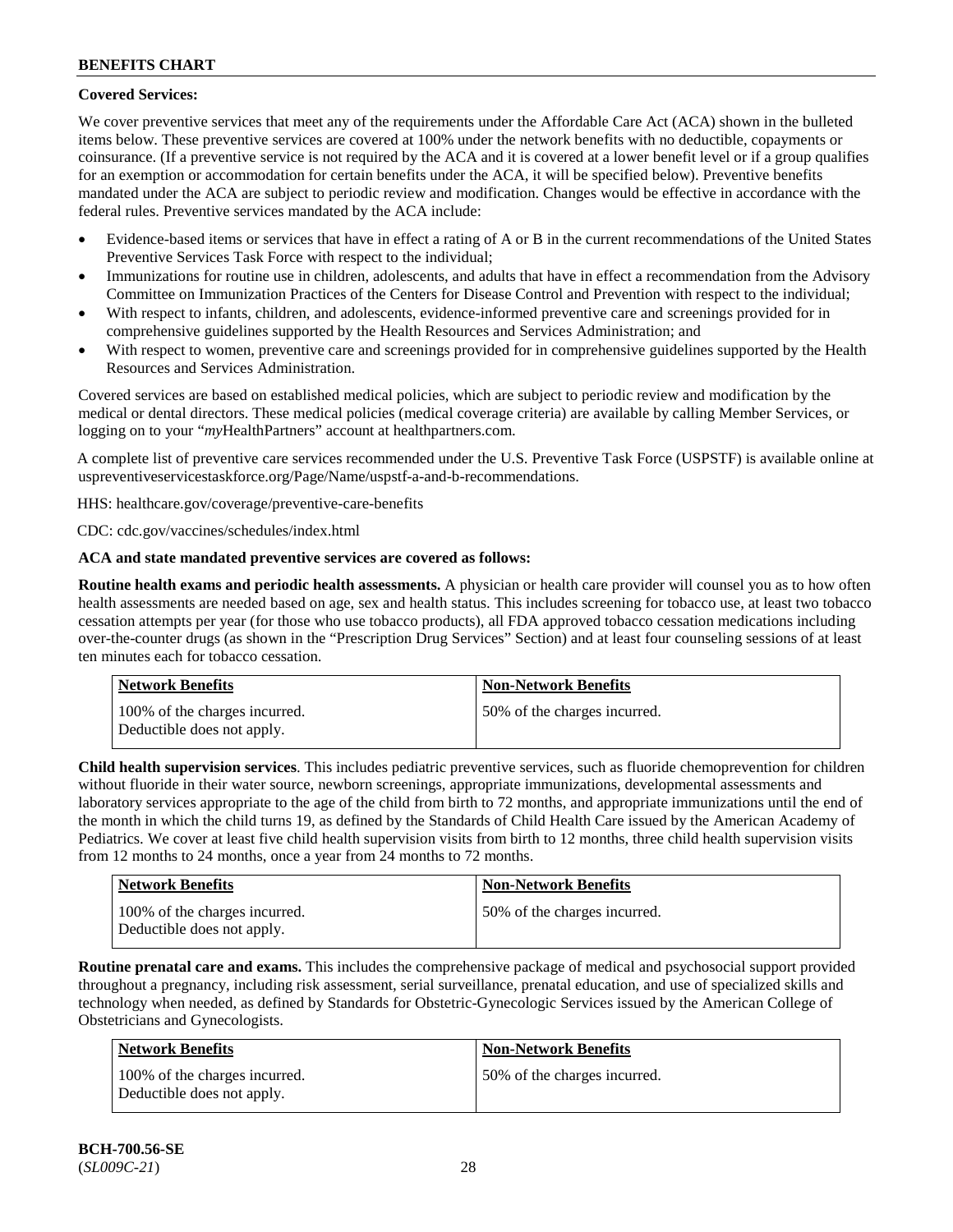**Covered Services:**

We cover preventive services that meet any of the requirements under the Affordable Care Act (ACA) shown in the bulleted items below. These preventive services are covered at 100% under the network benefits with no deductible, copayments or coinsurance. (If a preventive service is not required by the ACA and it is covered at a lower benefit level or if a group qualifies for an exemption or accommodation for certain benefits under the ACA, it will be specified below). Preventive benefits mandated under the ACA are subject to periodic review and modification. Changes would be effective in accordance with the federal rules. Preventive services mandated by the ACA include:

- Evidence-based items or services that have in effect a rating of A or B in the current recommendations of the United States Preventive Services Task Force with respect to the individual;
- Immunizations for routine use in children, adolescents, and adults that have in effect a recommendation from the Advisory Committee on Immunization Practices of the Centers for Disease Control and Prevention with respect to the individual;
- With respect to infants, children, and adolescents, evidence-informed preventive care and screenings provided for in comprehensive guidelines supported by the Health Resources and Services Administration; and
- With respect to women, preventive care and screenings provided for in comprehensive guidelines supported by the Health Resources and Services Administration.

Covered services are based on established medical policies, which are subject to periodic review and modification by the medical or dental directors. These medical policies (medical coverage criteria) are available by calling Member Services, or logging on to your "*my*HealthPartners" account at healthpartners.com.

A complete list of preventive care services recommended under the U.S. Preventive Task Force (USPSTF) is available online at uspreventiveservicestaskforce.org/Page/Name/uspstf-a-and-b-recommendations.

HHS: healthcare.gov/coverage/preventive-care-benefits

CDC: cdc.gov/vaccines/schedules/index.html

**ACA and state mandated preventive services are covered as follows:**

**Routine health exams and periodic health assessments.** A physician or health care provider will counsel you as to how often health assessments are needed based on age, sex and health status. This includes screening for tobacco use, at least two tobacco cessation attempts per year (for those who use tobacco products), all FDA approved tobacco cessation medications including over-the-counter drugs (as shown in the "Prescription Drug Services" Section) and at least four counseling sessions of at least ten minutes each for tobacco cessation.

| Network Benefits | Non-Network Benefits |
|---|---|
| 100% of the charges incurred. Deductible does not apply. | 50% of the charges incurred. |

**Child health supervision services**. This includes pediatric preventive services, such as fluoride chemoprevention for children without fluoride in their water source, newborn screenings, appropriate immunizations, developmental assessments and laboratory services appropriate to the age of the child from birth to 72 months, and appropriate immunizations until the end of the month in which the child turns 19, as defined by the Standards of Child Health Care issued by the American Academy of Pediatrics. We cover at least five child health supervision visits from birth to 12 months, three child health supervision visits from 12 months to 24 months, once a year from 24 months to 72 months.

| Network Benefits | Non-Network Benefits |
|---|---|
| 100% of the charges incurred. Deductible does not apply. | 50% of the charges incurred. |

**Routine prenatal care and exams.** This includes the comprehensive package of medical and psychosocial support provided throughout a pregnancy, including risk assessment, serial surveillance, prenatal education, and use of specialized skills and technology when needed, as defined by Standards for Obstetric-Gynecologic Services issued by the American College of Obstetricians and Gynecologists.

| Network Benefits | Non-Network Benefits |
|---|---|
| 100% of the charges incurred. Deductible does not apply. | 50% of the charges incurred. |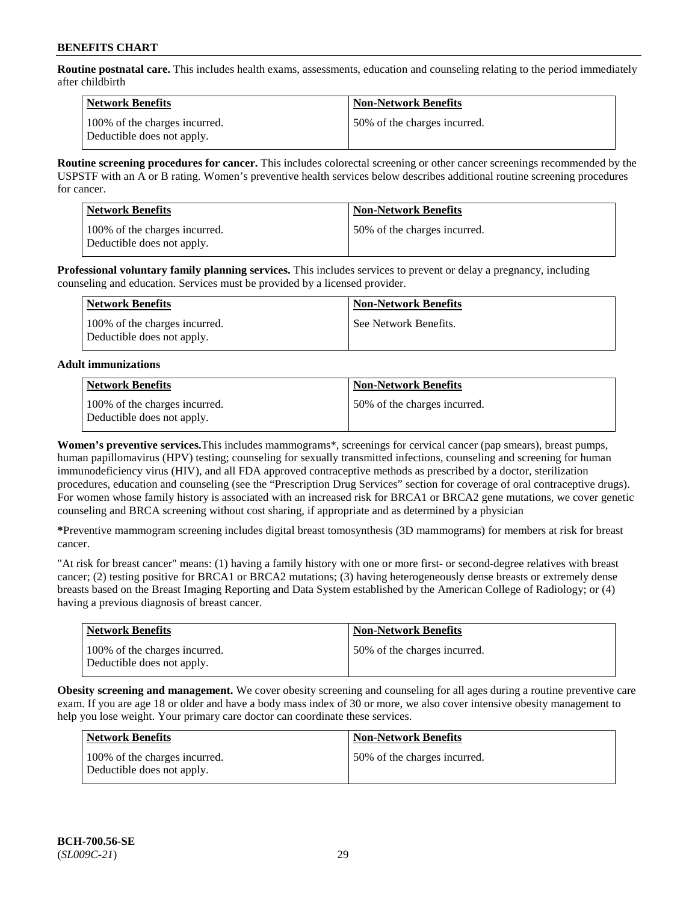**Routine postnatal care.** This includes health exams, assessments, education and counseling relating to the period immediately after childbirth

| Network Benefits | Non-Network Benefits |
|---|---|
| 100% of the charges incurred. Deductible does not apply. | 50% of the charges incurred. |

**Routine screening procedures for cancer.** This includes colorectal screening or other cancer screenings recommended by the USPSTF with an A or B rating. Women's preventive health services below describes additional routine screening procedures for cancer.

| Network Benefits | Non-Network Benefits |
|---|---|
| 100% of the charges incurred. Deductible does not apply. | 50% of the charges incurred. |

**Professional voluntary family planning services.** This includes services to prevent or delay a pregnancy, including counseling and education. Services must be provided by a licensed provider.

| Network Benefits | Non-Network Benefits |
|---|---|
| 100% of the charges incurred. Deductible does not apply. | See Network Benefits. |

**Adult immunizations**

| Network Benefits | Non-Network Benefits |
|---|---|
| 100% of the charges incurred. Deductible does not apply. | 50% of the charges incurred. |

**Women's preventive services.**This includes mammograms*, screenings for cervical cancer (pap smears), breast pumps, human papillomavirus (HPV) testing; counseling for sexually transmitted infections, counseling and screening for human immunodeficiency virus (HIV), and all FDA approved contraceptive methods as prescribed by a doctor, sterilization procedures, education and counseling (see the "Prescription Drug Services" section for coverage of oral contraceptive drugs). For women whose family history is associated with an increased risk for BRCA1 or BRCA2 gene mutations, we cover genetic counseling and BRCA screening without cost sharing, if appropriate and as determined by a physician

**\***Preventive mammogram screening includes digital breast tomosynthesis (3D mammograms) for members at risk for breast cancer.

"At risk for breast cancer" means: (1) having a family history with one or more first- or second-degree relatives with breast cancer; (2) testing positive for BRCA1 or BRCA2 mutations; (3) having heterogeneously dense breasts or extremely dense breasts based on the Breast Imaging Reporting and Data System established by the American College of Radiology; or (4) having a previous diagnosis of breast cancer.

| Network Benefits | Non-Network Benefits |
|---|---|
| 100% of the charges incurred. Deductible does not apply. | 50% of the charges incurred. |

**Obesity screening and management.** We cover obesity screening and counseling for all ages during a routine preventive care exam. If you are age 18 or older and have a body mass index of 30 or more, we also cover intensive obesity management to help you lose weight. Your primary care doctor can coordinate these services.

| Network Benefits | Non-Network Benefits |
|---|---|
| 100% of the charges incurred. Deductible does not apply. | 50% of the charges incurred. |

BCH-700.56-SE
(*SL009C-21*)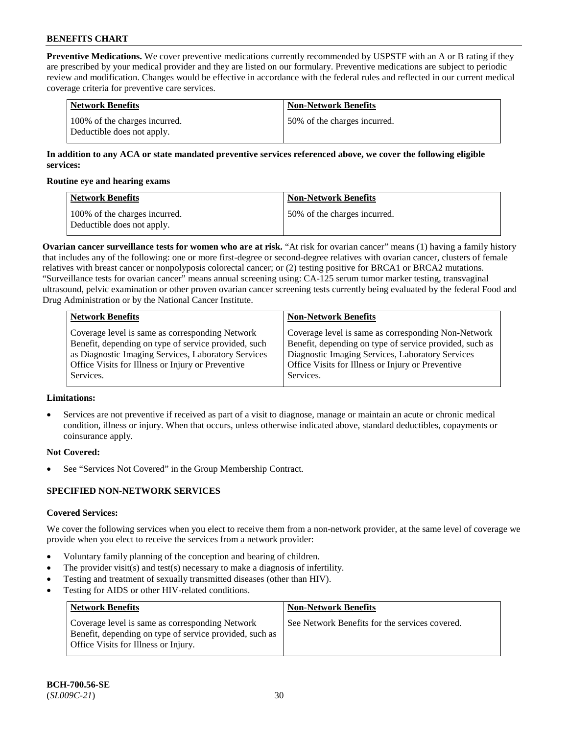**Preventive Medications.** We cover preventive medications currently recommended by USPSTF with an A or B rating if they are prescribed by your medical provider and they are listed on our formulary. Preventive medications are subject to periodic review and modification. Changes would be effective in accordance with the federal rules and reflected in our current medical coverage criteria for preventive care services.

| Network Benefits | Non-Network Benefits |
|---|---|
| 100% of the charges incurred. Deductible does not apply. | 50% of the charges incurred. |

**In addition to any ACA or state mandated preventive services referenced above, we cover the following eligible services:**

**Routine eye and hearing exams**

| Network Benefits | Non-Network Benefits |
|---|---|
| 100% of the charges incurred. Deductible does not apply. | 50% of the charges incurred. |

**Ovarian cancer surveillance tests for women who are at risk.** "At risk for ovarian cancer" means (1) having a family history that includes any of the following: one or more first-degree or second-degree relatives with ovarian cancer, clusters of female relatives with breast cancer or nonpolyposis colorectal cancer; or (2) testing positive for BRCA1 or BRCA2 mutations. "Surveillance tests for ovarian cancer" means annual screening using: CA-125 serum tumor marker testing, transvaginal ultrasound, pelvic examination or other proven ovarian cancer screening tests currently being evaluated by the federal Food and Drug Administration or by the National Cancer Institute.

| Network Benefits | Non-Network Benefits |
|---|---|
| Coverage level is same as corresponding Network Benefit, depending on type of service provided, such as Diagnostic Imaging Services, Laboratory Services Office Visits for Illness or Injury or Preventive Services. | Coverage level is same as corresponding Non-Network Benefit, depending on type of service provided, such as Diagnostic Imaging Services, Laboratory Services Office Visits for Illness or Injury or Preventive Services. |

**Limitations:**

- Services are not preventive if received as part of a visit to diagnose, manage or maintain an acute or chronic medical condition, illness or injury. When that occurs, unless otherwise indicated above, standard deductibles, copayments or coinsurance apply.

**Not Covered:**

- See "Services Not Covered" in the Group Membership Contract.

## SPECIFIED NON-NETWORK SERVICES

**Covered Services:**

We cover the following services when you elect to receive them from a non-network provider, at the same level of coverage we provide when you elect to receive the services from a network provider:

- Voluntary family planning of the conception and bearing of children.
- The provider visit(s) and test(s) necessary to make a diagnosis of infertility.
- Testing and treatment of sexually transmitted diseases (other than HIV).
- Testing for AIDS or other HIV-related conditions.

| Network Benefits | Non-Network Benefits |
|---|---|
| Coverage level is same as corresponding Network Benefit, depending on type of service provided, such as Office Visits for Illness or Injury. | See Network Benefits for the services covered. |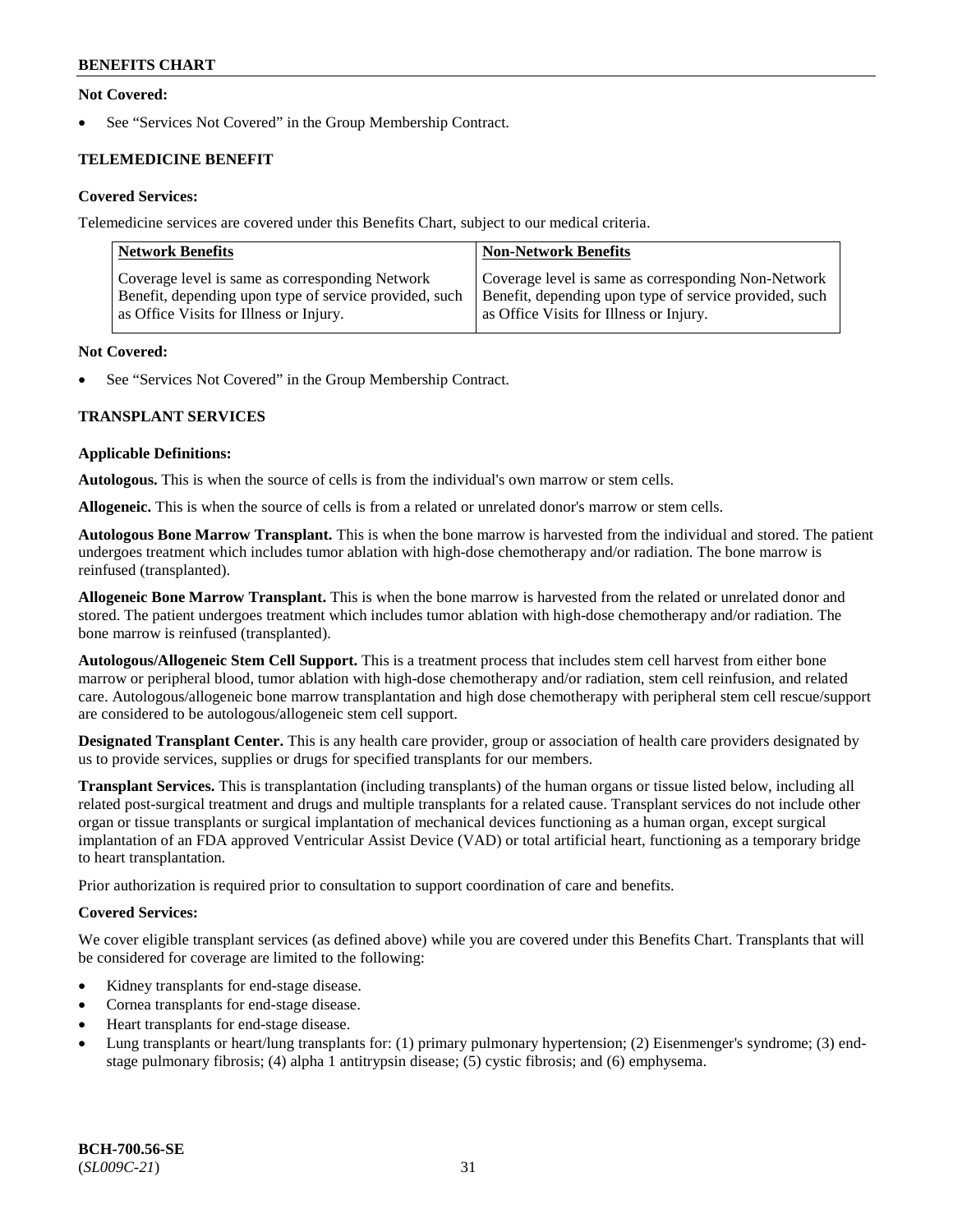**Not Covered:**

- See "Services Not Covered" in the Group Membership Contract.

### TELEMEDICINE BENEFIT

**Covered Services:**

Telemedicine services are covered under this Benefits Chart, subject to our medical criteria.

| Network Benefits | Non-Network Benefits |
|---|---|
| Coverage level is same as corresponding Network Benefit, depending upon type of service provided, such as Office Visits for Illness or Injury. | Coverage level is same as corresponding Non-Network Benefit, depending upon type of service provided, such as Office Visits for Illness or Injury. |

**Not Covered:**

- See "Services Not Covered" in the Group Membership Contract.

### TRANSPLANT SERVICES

**Applicable Definitions:**

**Autologous.** This is when the source of cells is from the individual's own marrow or stem cells.

**Allogeneic.** This is when the source of cells is from a related or unrelated donor's marrow or stem cells.

**Autologous Bone Marrow Transplant.** This is when the bone marrow is harvested from the individual and stored. The patient undergoes treatment which includes tumor ablation with high-dose chemotherapy and/or radiation. The bone marrow is reinfused (transplanted).

**Allogeneic Bone Marrow Transplant.** This is when the bone marrow is harvested from the related or unrelated donor and stored. The patient undergoes treatment which includes tumor ablation with high-dose chemotherapy and/or radiation. The bone marrow is reinfused (transplanted).

**Autologous/Allogeneic Stem Cell Support.** This is a treatment process that includes stem cell harvest from either bone marrow or peripheral blood, tumor ablation with high-dose chemotherapy and/or radiation, stem cell reinfusion, and related care. Autologous/allogeneic bone marrow transplantation and high dose chemotherapy with peripheral stem cell rescue/support are considered to be autologous/allogeneic stem cell support.

**Designated Transplant Center.** This is any health care provider, group or association of health care providers designated by us to provide services, supplies or drugs for specified transplants for our members.

**Transplant Services.** This is transplantation (including transplants) of the human organs or tissue listed below, including all related post-surgical treatment and drugs and multiple transplants for a related cause. Transplant services do not include other organ or tissue transplants or surgical implantation of mechanical devices functioning as a human organ, except surgical implantation of an FDA approved Ventricular Assist Device (VAD) or total artificial heart, functioning as a temporary bridge to heart transplantation.

Prior authorization is required prior to consultation to support coordination of care and benefits.

**Covered Services:**

We cover eligible transplant services (as defined above) while you are covered under this Benefits Chart. Transplants that will be considered for coverage are limited to the following:

- Kidney transplants for end-stage disease.
- Cornea transplants for end-stage disease.
- Heart transplants for end-stage disease.
- Lung transplants or heart/lung transplants for: (1) primary pulmonary hypertension; (2) Eisenmenger's syndrome; (3) end-stage pulmonary fibrosis; (4) alpha 1 antitrypsin disease; (5) cystic fibrosis; and (6) emphysema.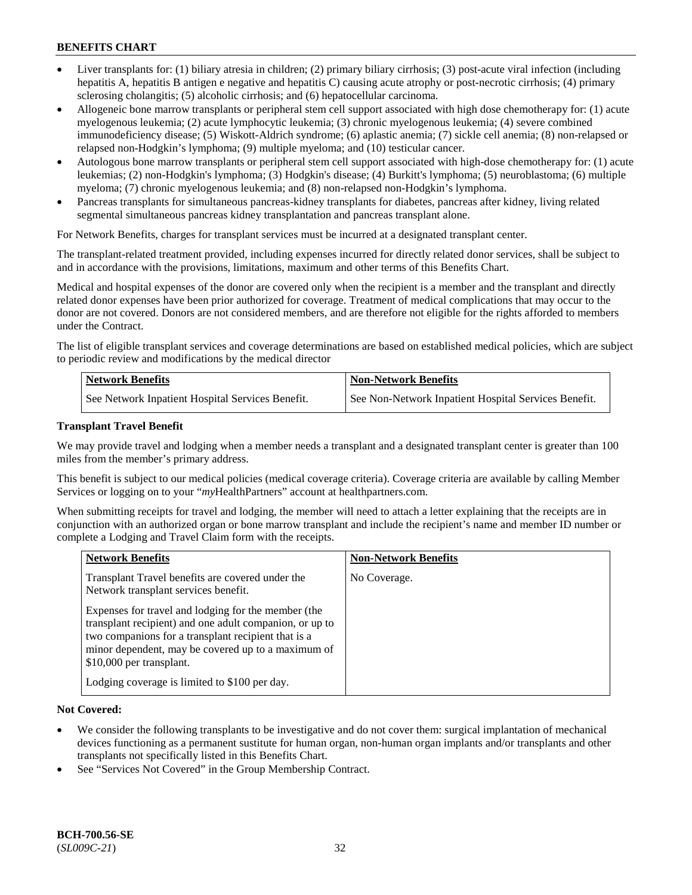- Liver transplants for: (1) biliary atresia in children; (2) primary biliary cirrhosis; (3) post-acute viral infection (including hepatitis A, hepatitis B antigen e negative and hepatitis C) causing acute atrophy or post-necrotic cirrhosis; (4) primary sclerosing cholangitis; (5) alcoholic cirrhosis; and (6) hepatocellular carcinoma.
- Allogeneic bone marrow transplants or peripheral stem cell support associated with high dose chemotherapy for: (1) acute myelogenous leukemia; (2) acute lymphocytic leukemia; (3) chronic myelogenous leukemia; (4) severe combined immunodeficiency disease; (5) Wiskott-Aldrich syndrome; (6) aplastic anemia; (7) sickle cell anemia; (8) non-relapsed or relapsed non-Hodgkin's lymphoma; (9) multiple myeloma; and (10) testicular cancer.
- Autologous bone marrow transplants or peripheral stem cell support associated with high-dose chemotherapy for: (1) acute leukemias; (2) non-Hodgkin's lymphoma; (3) Hodgkin's disease; (4) Burkitt's lymphoma; (5) neuroblastoma; (6) multiple myeloma; (7) chronic myelogenous leukemia; and (8) non-relapsed non-Hodgkin's lymphoma.
- Pancreas transplants for simultaneous pancreas-kidney transplants for diabetes, pancreas after kidney, living related segmental simultaneous pancreas kidney transplantation and pancreas transplant alone.

For Network Benefits, charges for transplant services must be incurred at a designated transplant center.

The transplant-related treatment provided, including expenses incurred for directly related donor services, shall be subject to and in accordance with the provisions, limitations, maximum and other terms of this Benefits Chart.

Medical and hospital expenses of the donor are covered only when the recipient is a member and the transplant and directly related donor expenses have been prior authorized for coverage. Treatment of medical complications that may occur to the donor are not covered. Donors are not considered members, and are therefore not eligible for the rights afforded to members under the Contract.

The list of eligible transplant services and coverage determinations are based on established medical policies, which are subject to periodic review and modifications by the medical director

| Network Benefits | Non-Network Benefits |
|---|---|
| See Network Inpatient Hospital Services Benefit. | See Non-Network Inpatient Hospital Services Benefit. |

**Transplant Travel Benefit**

We may provide travel and lodging when a member needs a transplant and a designated transplant center is greater than 100 miles from the member's primary address.

This benefit is subject to our medical policies (medical coverage criteria). Coverage criteria are available by calling Member Services or logging on to your "*my*HealthPartners" account at healthpartners.com.

When submitting receipts for travel and lodging, the member will need to attach a letter explaining that the receipts are in conjunction with an authorized organ or bone marrow transplant and include the recipient's name and member ID number or complete a Lodging and Travel Claim form with the receipts.

| Network Benefits | Non-Network Benefits |
|---|---|
| Transplant Travel benefits are covered under the Network transplant services benefit.<br><br>Expenses for travel and lodging for the member (the transplant recipient) and one adult companion, or up to two companions for a transplant recipient that is a minor dependent, may be covered up to a maximum of $10,000 per transplant.<br><br>Lodging coverage is limited to $100 per day. | No Coverage. |

**Not Covered:**

- We consider the following transplants to be investigative and do not cover them: surgical implantation of mechanical devices functioning as a permanent sustitute for human organ, non-human organ implants and/or transplants and other transplants not specifically listed in this Benefits Chart.
- See "Services Not Covered" in the Group Membership Contract.